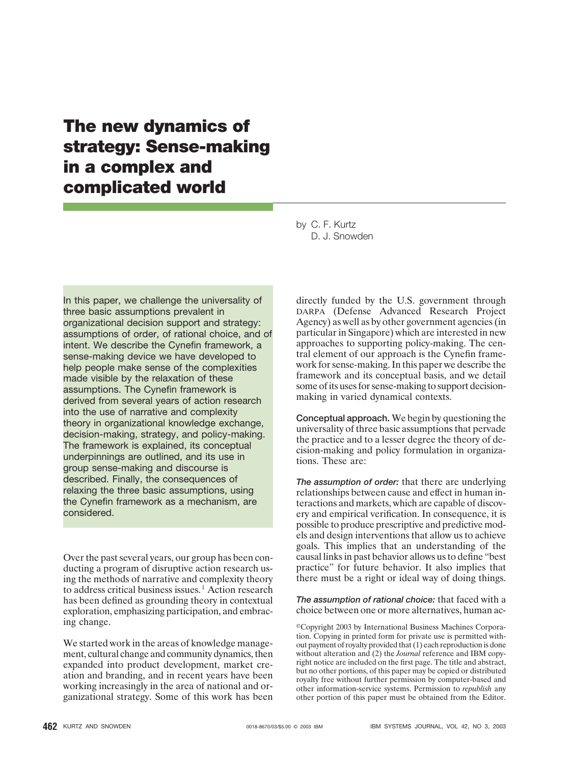# The new dynamics of strategy: Sense-making in a complex and complicated world

by C. F. Kurtz
D. J. Snowden

In this paper, we challenge the universality of three basic assumptions prevalent in organizational decision support and strategy: assumptions of order, of rational choice, and of intent. We describe the Cynefin framework, a sense-making device we have developed to help people make sense of the complexities made visible by the relaxation of these assumptions. The Cynefin framework is derived from several years of action research into the use of narrative and complexity theory in organizational knowledge exchange, decision-making, strategy, and policy-making. The framework is explained, its conceptual underpinnings are outlined, and its use in group sense-making and discourse is described. Finally, the consequences of relaxing the three basic assumptions, using the Cynefin framework as a mechanism, are considered.

Over the past several years, our group has been conducting a program of disruptive action research using the methods of narrative and complexity theory to address critical business issues.[1] Action research has been defined as grounding theory in contextual exploration, emphasizing participation, and embracing change.

We started work in the areas of knowledge management, cultural change and community dynamics, then expanded into product development, market creation and branding, and in recent years have been working increasingly in the area of national and organizational strategy. Some of this work has been directly funded by the U.S. government through DARPA (Defense Advanced Research Project Agency) as well as by other government agencies (in particular in Singapore) which are interested in new approaches to supporting policy-making. The central element of our approach is the Cynefin framework for sense-making. In this paper we describe the framework and its conceptual basis, and we detail some of its uses for sense-making to support decision-making in varied dynamical contexts.

**Conceptual approach.** We begin by questioning the universality of three basic assumptions that pervade the practice and to a lesser degree the theory of decision-making and policy formulation in organizations. These are:

***The assumption of order:*** that there are underlying relationships between cause and effect in human interactions and markets, which are capable of discovery and empirical verification. In consequence, it is possible to produce prescriptive and predictive models and design interventions that allow us to achieve goals. This implies that an understanding of the causal links in past behavior allows us to define "best practice" for future behavior. It also implies that there must be a right or ideal way of doing things.

***The assumption of rational choice:*** that faced with a choice between one or more alternatives, human ac-

©Copyright 2003 by International Business Machines Corporation. Copying in printed form for private use is permitted without payment of royalty provided that (1) each reproduction is done without alteration and (2) the *Journal* reference and IBM copyright notice are included on the first page. The title and abstract, but no other portions, of this paper may be copied or distributed royalty free without further permission by computer-based and other information-service systems. Permission to *republish* any other portion of this paper must be obtained from the Editor.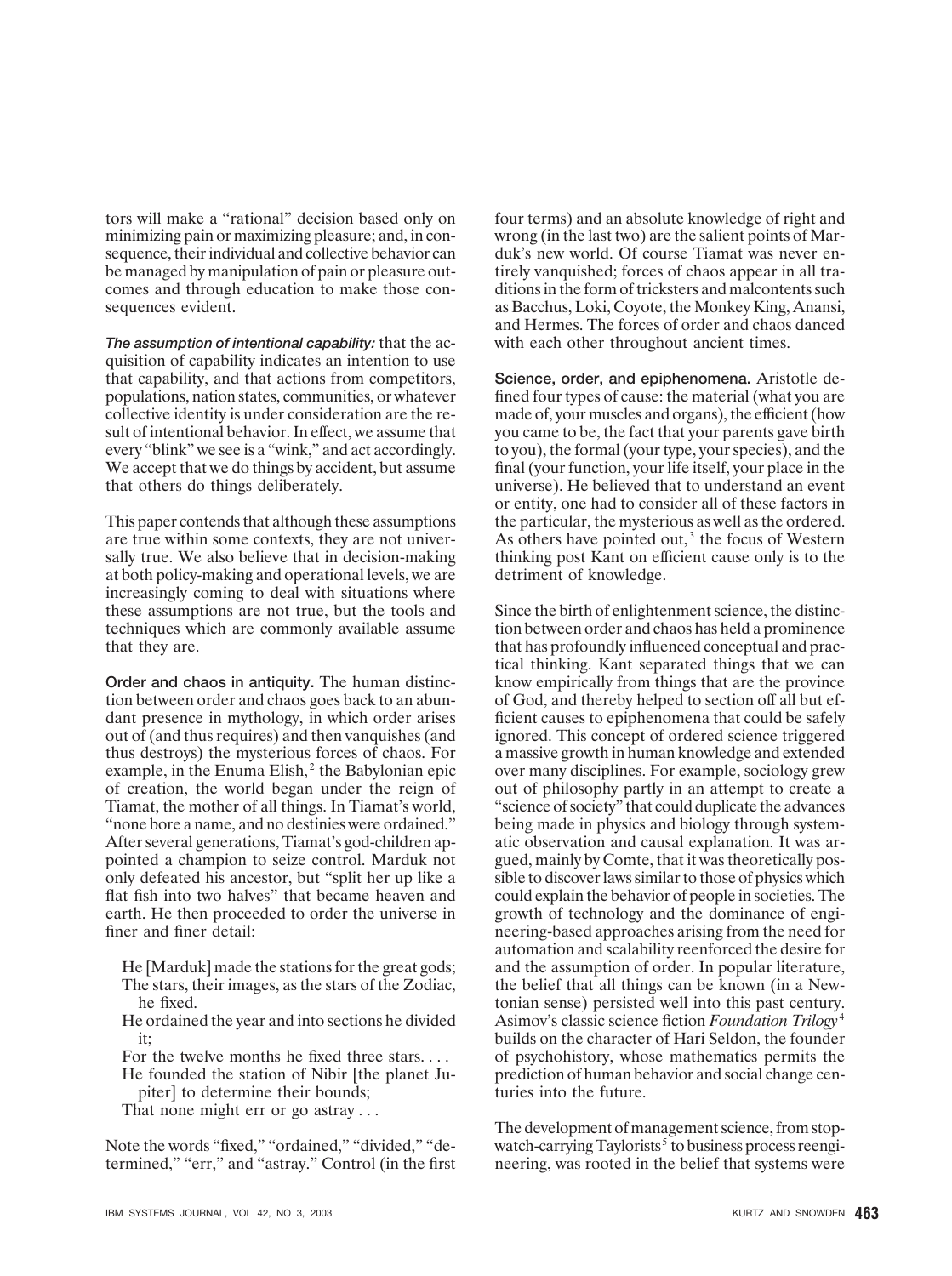tors will make a "rational" decision based only on minimizing pain or maximizing pleasure; and, in consequence, their individual and collective behavior can be managed by manipulation of pain or pleasure outcomes and through education to make those consequences evident.

***The assumption of intentional capability:*** that the acquisition of capability indicates an intention to use that capability, and that actions from competitors, populations, nation states, communities, or whatever collective identity is under consideration are the result of intentional behavior. In effect, we assume that every "blink" we see is a "wink," and act accordingly. We accept that we do things by accident, but assume that others do things deliberately.

This paper contends that although these assumptions are true within some contexts, they are not universally true. We also believe that in decision-making at both policy-making and operational levels, we are increasingly coming to deal with situations where these assumptions are not true, but the tools and techniques which are commonly available assume that they are.

**Order and chaos in antiquity.** The human distinction between order and chaos goes back to an abundant presence in mythology, in which order arises out of (and thus requires) and then vanquishes (and thus destroys) the mysterious forces of chaos. For example, in the Enuma Elish,[2] the Babylonian epic of creation, the world began under the reign of Tiamat, the mother of all things. In Tiamat's world, "none bore a name, and no destinies were ordained." After several generations, Tiamat's god-children appointed a champion to seize control. Marduk not only defeated his ancestor, but "split her up like a flat fish into two halves" that became heaven and earth. He then proceeded to order the universe in finer and finer detail:

> He [Marduk] made the stations for the great gods;
> The stars, their images, as the stars of the Zodiac, he fixed.
> He ordained the year and into sections he divided it;
> For the twelve months he fixed three stars. . . .
> He founded the station of Nibir [the planet Jupiter] to determine their bounds;
> That none might err or go astray . . .

Note the words "fixed," "ordained," "divided," "determined," "err," and "astray." Control (in the first four terms) and an absolute knowledge of right and wrong (in the last two) are the salient points of Marduk's new world. Of course Tiamat was never entirely vanquished; forces of chaos appear in all traditions in the form of tricksters and malcontents such as Bacchus, Loki, Coyote, the Monkey King, Anansi, and Hermes. The forces of order and chaos danced with each other throughout ancient times.

**Science, order, and epiphenomena.** Aristotle defined four types of cause: the material (what you are made of, your muscles and organs), the efficient (how you came to be, the fact that your parents gave birth to you), the formal (your type, your species), and the final (your function, your life itself, your place in the universe). He believed that to understand an event or entity, one had to consider all of these factors in the particular, the mysterious as well as the ordered. As others have pointed out,[3] the focus of Western thinking post Kant on efficient cause only is to the detriment of knowledge.

Since the birth of enlightenment science, the distinction between order and chaos has held a prominence that has profoundly influenced conceptual and practical thinking. Kant separated things that we can know empirically from things that are the province of God, and thereby helped to section off all but efficient causes to epiphenomena that could be safely ignored. This concept of ordered science triggered a massive growth in human knowledge and extended over many disciplines. For example, sociology grew out of philosophy partly in an attempt to create a "science of society" that could duplicate the advances being made in physics and biology through systematic observation and causal explanation. It was argued, mainly by Comte, that it was theoretically possible to discover laws similar to those of physics which could explain the behavior of people in societies. The growth of technology and the dominance of engineering-based approaches arising from the need for automation and scalability reenforced the desire for and the assumption of order. In popular literature, the belief that all things can be known (in a Newtonian sense) persisted well into this past century. Asimov's classic science fiction *Foundation Trilogy*[4] builds on the character of Hari Seldon, the founder of psychohistory, whose mathematics permits the prediction of human behavior and social change centuries into the future.

The development of management science, from stopwatch-carrying Taylorists[5] to business process reengineering, was rooted in the belief that systems were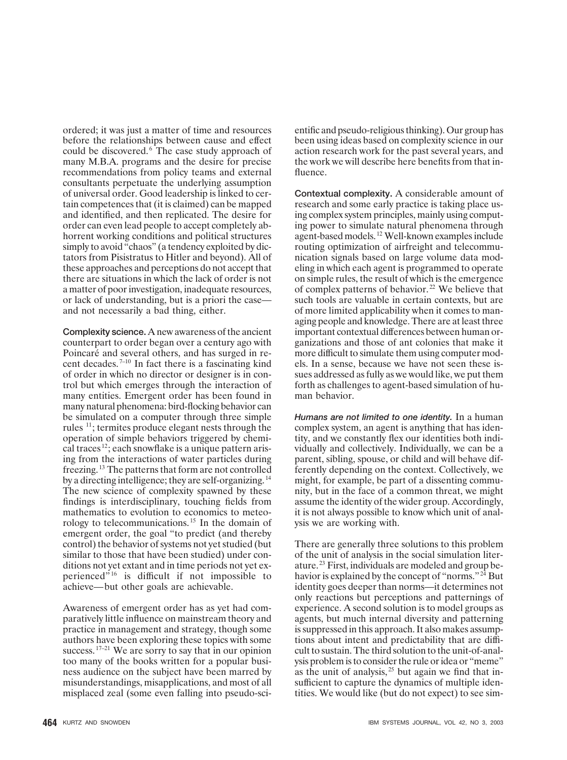ordered; it was just a matter of time and resources before the relationships between cause and effect could be discovered.[6] The case study approach of many M.B.A. programs and the desire for precise recommendations from policy teams and external consultants perpetuate the underlying assumption of universal order. Good leadership is linked to certain competences that (it is claimed) can be mapped and identified, and then replicated. The desire for order can even lead people to accept completely abhorrent working conditions and political structures simply to avoid "chaos" (a tendency exploited by dictators from Pisistratus to Hitler and beyond). All of these approaches and perceptions do not accept that there are situations in which the lack of order is not a matter of poor investigation, inadequate resources, or lack of understanding, but is a priori the case—and not necessarily a bad thing, either.

**Complexity science.** A new awareness of the ancient counterpart to order began over a century ago with Poincaré and several others, and has surged in recent decades.[7–10] In fact there is a fascinating kind of order in which no director or designer is in control but which emerges through the interaction of many entities. Emergent order has been found in many natural phenomena: bird-flocking behavior can be simulated on a computer through three simple rules [11]; termites produce elegant nests through the operation of simple behaviors triggered by chemical traces[12]; each snowflake is a unique pattern arising from the interactions of water particles during freezing.[13] The patterns that form are not controlled by a directing intelligence; they are self-organizing.[14] The new science of complexity spawned by these findings is interdisciplinary, touching fields from mathematics to evolution to economics to meteorology to telecommunications.[15] In the domain of emergent order, the goal "to predict (and thereby control) the behavior of systems not yet studied (but similar to those that have been studied) under conditions not yet extant and in time periods not yet experienced"[16] is difficult if not impossible to achieve—but other goals are achievable.

Awareness of emergent order has as yet had comparatively little influence on mainstream theory and practice in management and strategy, though some authors have been exploring these topics with some success.[17–21] We are sorry to say that in our opinion too many of the books written for a popular business audience on the subject have been marred by misunderstandings, misapplications, and most of all misplaced zeal (some even falling into pseudo-scientific and pseudo-religious thinking). Our group has been using ideas based on complexity science in our action research work for the past several years, and the work we will describe here benefits from that influence.

**Contextual complexity.** A considerable amount of research and some early practice is taking place using complex system principles, mainly using computing power to simulate natural phenomena through agent-based models.[12] Well-known examples include routing optimization of airfreight and telecommunication signals based on large volume data modeling in which each agent is programmed to operate on simple rules, the result of which is the emergence of complex patterns of behavior.[22] We believe that such tools are valuable in certain contexts, but are of more limited applicability when it comes to managing people and knowledge. There are at least three important contextual differences between human organizations and those of ant colonies that make it more difficult to simulate them using computer models. In a sense, because we have not seen these issues addressed as fully as we would like, we put them forth as challenges to agent-based simulation of human behavior.

***Humans are not limited to one identity.*** In a human complex system, an agent is anything that has identity, and we constantly flex our identities both individually and collectively. Individually, we can be a parent, sibling, spouse, or child and will behave differently depending on the context. Collectively, we might, for example, be part of a dissenting community, but in the face of a common threat, we might assume the identity of the wider group. Accordingly, it is not always possible to know which unit of analysis we are working with.

There are generally three solutions to this problem of the unit of analysis in the social simulation literature.[23] First, individuals are modeled and group behavior is explained by the concept of "norms."[24] But identity goes deeper than norms—it determines not only reactions but perceptions and patternings of experience. A second solution is to model groups as agents, but much internal diversity and patterning is suppressed in this approach. It also makes assumptions about intent and predictability that are difficult to sustain. The third solution to the unit-of-analysis problem is to consider the rule or idea or "meme" as the unit of analysis,[25] but again we find that insufficient to capture the dynamics of multiple identities. We would like (but do not expect) to see sim-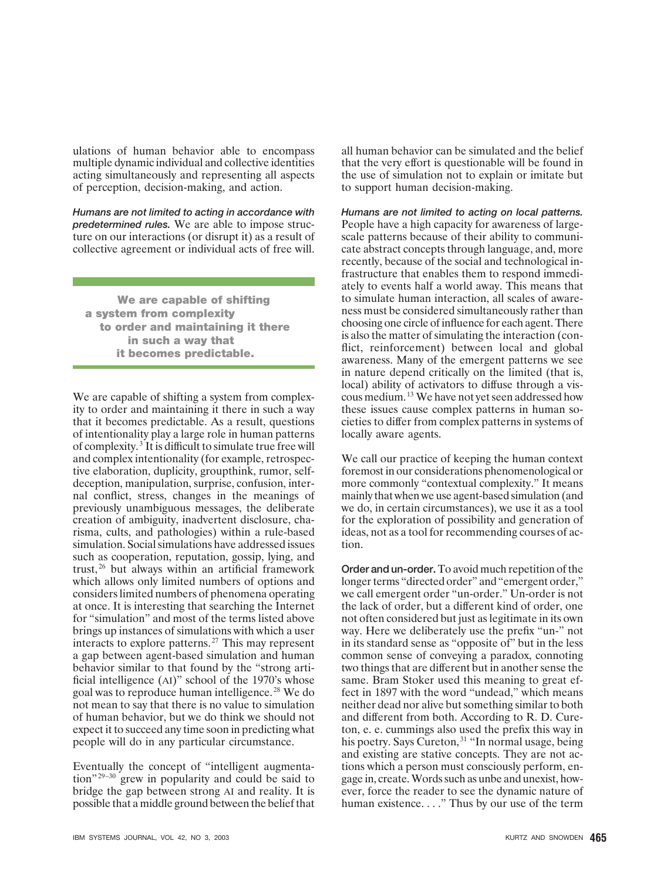ulations of human behavior able to encompass multiple dynamic individual and collective identities acting simultaneously and representing all aspects of perception, decision-making, and action.

***Humans are not limited to acting in accordance with predetermined rules.*** We are able to impose structure on our interactions (or disrupt it) as a result of collective agreement or individual acts of free will.

> **We are capable of shifting a system from complexity to order and maintaining it there in such a way that it becomes predictable.**

We are capable of shifting a system from complexity to order and maintaining it there in such a way that it becomes predictable. As a result, questions of intentionality play a large role in human patterns of complexity.[3] It is difficult to simulate true free will and complex intentionality (for example, retrospective elaboration, duplicity, groupthink, rumor, self-deception, manipulation, surprise, confusion, internal conflict, stress, changes in the meanings of previously unambiguous messages, the deliberate creation of ambiguity, inadvertent disclosure, charisma, cults, and pathologies) within a rule-based simulation. Social simulations have addressed issues such as cooperation, reputation, gossip, lying, and trust,[26] but always within an artificial framework which allows only limited numbers of options and considers limited numbers of phenomena operating at once. It is interesting that searching the Internet for "simulation" and most of the terms listed above brings up instances of simulations with which a user interacts to explore patterns.[27] This may represent a gap between agent-based simulation and human behavior similar to that found by the "strong artificial intelligence (AI)" school of the 1970's whose goal was to reproduce human intelligence.[28] We do not mean to say that there is no value to simulation of human behavior, but we do think we should not expect it to succeed any time soon in predicting what people will do in any particular circumstance.

Eventually the concept of "intelligent augmentation"[29–30] grew in popularity and could be said to bridge the gap between strong AI and reality. It is possible that a middle ground between the belief that all human behavior can be simulated and the belief that the very effort is questionable will be found in the use of simulation not to explain or imitate but to support human decision-making.

***Humans are not limited to acting on local patterns.*** People have a high capacity for awareness of large-scale patterns because of their ability to communicate abstract concepts through language, and, more recently, because of the social and technological infrastructure that enables them to respond immediately to events half a world away. This means that to simulate human interaction, all scales of awareness must be considered simultaneously rather than choosing one circle of influence for each agent. There is also the matter of simulating the interaction (conflict, reinforcement) between local and global awareness. Many of the emergent patterns we see in nature depend critically on the limited (that is, local) ability of activators to diffuse through a viscous medium.[13] We have not yet seen addressed how these issues cause complex patterns in human societies to differ from complex patterns in systems of locally aware agents.

We call our practice of keeping the human context foremost in our considerations phenomenological or more commonly "contextual complexity." It means mainly that when we use agent-based simulation (and we do, in certain circumstances), we use it as a tool for the exploration of possibility and generation of ideas, not as a tool for recommending courses of action.

**Order and un-order.** To avoid much repetition of the longer terms "directed order" and "emergent order," we call emergent order "un-order." Un-order is not the lack of order, but a different kind of order, one not often considered but just as legitimate in its own way. Here we deliberately use the prefix "un-" not in its standard sense as "opposite of" but in the less common sense of conveying a paradox, connoting two things that are different but in another sense the same. Bram Stoker used this meaning to great effect in 1897 with the word "undead," which means neither dead nor alive but something similar to both and different from both. According to R. D. Cureton, e. e. cummings also used the prefix this way in his poetry. Says Cureton,[31] "In normal usage, being and existing are stative concepts. They are not actions which a person must consciously perform, engage in, create. Words such as unbe and unexist, however, force the reader to see the dynamic nature of human existence. . . ." Thus by our use of the term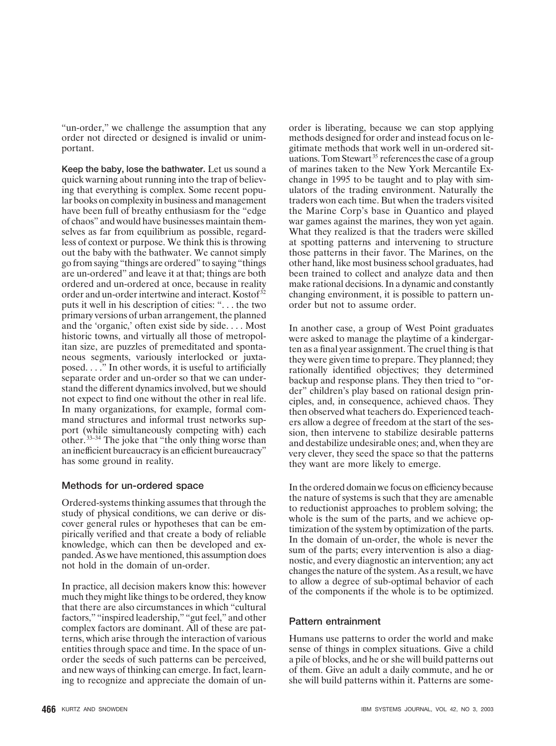"un-order," we challenge the assumption that any order not directed or designed is invalid or unimportant.

**Keep the baby, lose the bathwater.** Let us sound a quick warning about running into the trap of believing that everything is complex. Some recent popular books on complexity in business and management have been full of breathy enthusiasm for the "edge of chaos" and would have businesses maintain themselves as far from equilibrium as possible, regardless of context or purpose. We think this is throwing out the baby with the bathwater. We cannot simply go from saying "things are ordered" to saying "things are un-ordered" and leave it at that; things are both ordered and un-ordered at once, because in reality order and un-order intertwine and interact. Kostof[32] puts it well in his description of cities: ". . . the two primary versions of urban arrangement, the planned and the 'organic,' often exist side by side. . . . Most historic towns, and virtually all those of metropolitan size, are puzzles of premeditated and spontaneous segments, variously interlocked or juxtaposed. . . ." In other words, it is useful to artificially separate order and un-order so that we can understand the different dynamics involved, but we should not expect to find one without the other in real life. In many organizations, for example, formal command structures and informal trust networks support (while simultaneously competing with) each other.[33–34] The joke that "the only thing worse than an inefficient bureaucracy is an efficient bureaucracy" has some ground in reality.

## Methods for un-ordered space

Ordered-systems thinking assumes that through the study of physical conditions, we can derive or discover general rules or hypotheses that can be empirically verified and that create a body of reliable knowledge, which can then be developed and expanded. As we have mentioned, this assumption does not hold in the domain of un-order.

In practice, all decision makers know this: however much they might like things to be ordered, they know that there are also circumstances in which "cultural factors," "inspired leadership," "gut feel," and other complex factors are dominant. All of these are patterns, which arise through the interaction of various entities through space and time. In the space of un-order the seeds of such patterns can be perceived, and new ways of thinking can emerge. In fact, learning to recognize and appreciate the domain of un-order is liberating, because we can stop applying methods designed for order and instead focus on legitimate methods that work well in un-ordered situations. Tom Stewart[35] references the case of a group of marines taken to the New York Mercantile Exchange in 1995 to be taught and to play with simulators of the trading environment. Naturally the traders won each time. But when the traders visited the Marine Corp's base in Quantico and played war games against the marines, they won yet again. What they realized is that the traders were skilled at spotting patterns and intervening to structure those patterns in their favor. The Marines, on the other hand, like most business school graduates, had been trained to collect and analyze data and then make rational decisions. In a dynamic and constantly changing environment, it is possible to pattern un-order but not to assume order.

In another case, a group of West Point graduates were asked to manage the playtime of a kindergarten as a final year assignment. The cruel thing is that they were given time to prepare. They planned; they rationally identified objectives; they determined backup and response plans. They then tried to "order" children's play based on rational design principles, and, in consequence, achieved chaos. They then observed what teachers do. Experienced teachers allow a degree of freedom at the start of the session, then intervene to stabilize desirable patterns and destabilize undesirable ones; and, when they are very clever, they seed the space so that the patterns they want are more likely to emerge.

In the ordered domain we focus on efficiency because the nature of systems is such that they are amenable to reductionist approaches to problem solving; the whole is the sum of the parts, and we achieve optimization of the system by optimization of the parts. In the domain of un-order, the whole is never the sum of the parts; every intervention is also a diagnostic, and every diagnostic an intervention; any act changes the nature of the system. As a result, we have to allow a degree of sub-optimal behavior of each of the components if the whole is to be optimized.

## Pattern entrainment

Humans use patterns to order the world and make sense of things in complex situations. Give a child a pile of blocks, and he or she will build patterns out of them. Give an adult a daily commute, and he or she will build patterns within it. Patterns are some-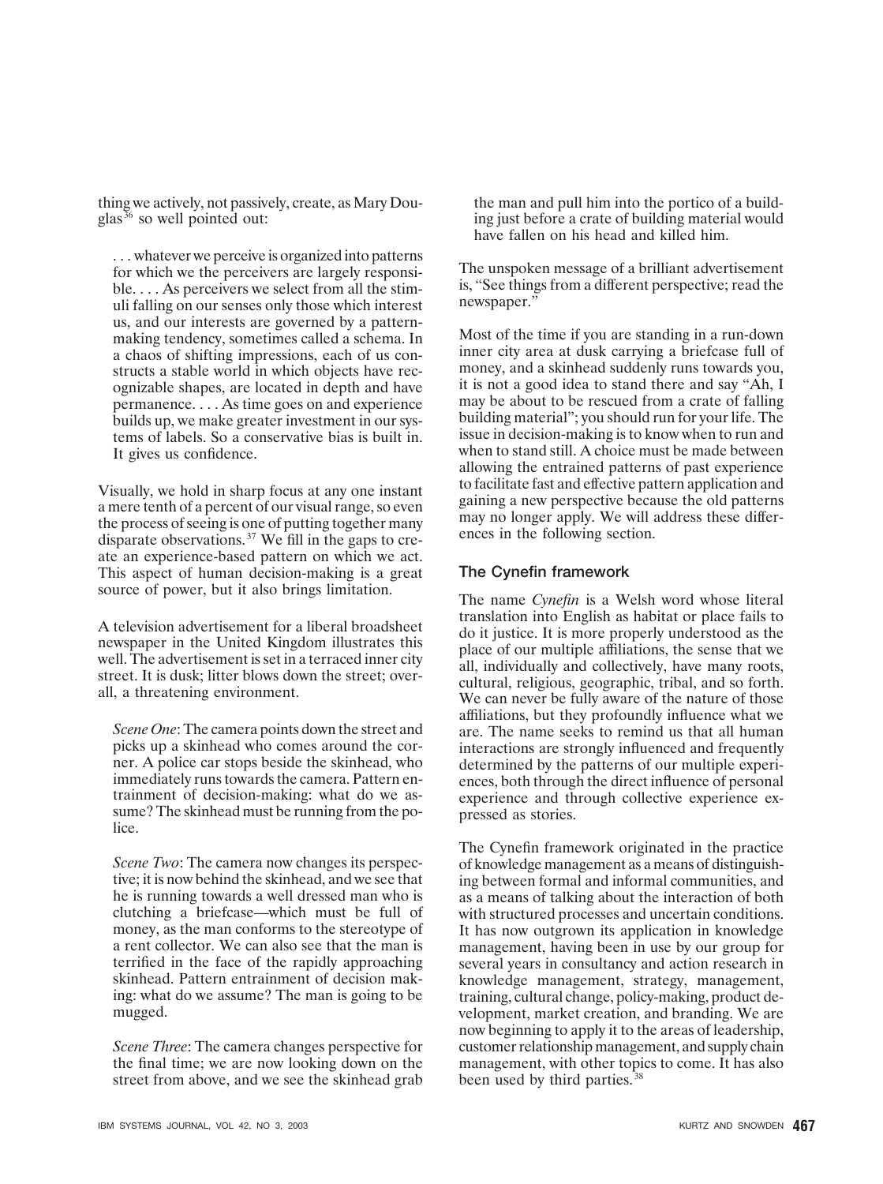thing we actively, not passively, create, as Mary Douglas[36] so well pointed out:

> . . . whatever we perceive is organized into patterns for which we the perceivers are largely responsible. . . . As perceivers we select from all the stimuli falling on our senses only those which interest us, and our interests are governed by a pattern-making tendency, sometimes called a schema. In a chaos of shifting impressions, each of us constructs a stable world in which objects have recognizable shapes, are located in depth and have permanence. . . . As time goes on and experience builds up, we make greater investment in our systems of labels. So a conservative bias is built in. It gives us confidence.

Visually, we hold in sharp focus at any one instant a mere tenth of a percent of our visual range, so even the process of seeing is one of putting together many disparate observations.[37] We fill in the gaps to create an experience-based pattern on which we act. This aspect of human decision-making is a great source of power, but it also brings limitation.

A television advertisement for a liberal broadsheet newspaper in the United Kingdom illustrates this well. The advertisement is set in a terraced inner city street. It is dusk; litter blows down the street; overall, a threatening environment.

> *Scene One*: The camera points down the street and picks up a skinhead who comes around the corner. A police car stops beside the skinhead, who immediately runs towards the camera. Pattern entrainment of decision-making: what do we assume? The skinhead must be running from the police.
>
> *Scene Two*: The camera now changes its perspective; it is now behind the skinhead, and we see that he is running towards a well dressed man who is clutching a briefcase—which must be full of money, as the man conforms to the stereotype of a rent collector. We can also see that the man is terrified in the face of the rapidly approaching skinhead. Pattern entrainment of decision making: what do we assume? The man is going to be mugged.
>
> *Scene Three*: The camera changes perspective for the final time; we are now looking down on the street from above, and we see the skinhead grab the man and pull him into the portico of a building just before a crate of building material would have fallen on his head and killed him.

The unspoken message of a brilliant advertisement is, "See things from a different perspective; read the newspaper."

Most of the time if you are standing in a run-down inner city area at dusk carrying a briefcase full of money, and a skinhead suddenly runs towards you, it is not a good idea to stand there and say "Ah, I may be about to be rescued from a crate of falling building material"; you should run for your life. The issue in decision-making is to know when to run and when to stand still. A choice must be made between allowing the entrained patterns of past experience to facilitate fast and effective pattern application and gaining a new perspective because the old patterns may no longer apply. We will address these differences in the following section.

## The Cynefin framework

The name *Cynefin* is a Welsh word whose literal translation into English as habitat or place fails to do it justice. It is more properly understood as the place of our multiple affiliations, the sense that we all, individually and collectively, have many roots, cultural, religious, geographic, tribal, and so forth. We can never be fully aware of the nature of those affiliations, but they profoundly influence what we are. The name seeks to remind us that all human interactions are strongly influenced and frequently determined by the patterns of our multiple experiences, both through the direct influence of personal experience and through collective experience expressed as stories.

The Cynefin framework originated in the practice of knowledge management as a means of distinguishing between formal and informal communities, and as a means of talking about the interaction of both with structured processes and uncertain conditions. It has now outgrown its application in knowledge management, having been in use by our group for several years in consultancy and action research in knowledge management, strategy, management, training, cultural change, policy-making, product development, market creation, and branding. We are now beginning to apply it to the areas of leadership, customer relationship management, and supply chain management, with other topics to come. It has also been used by third parties.[38]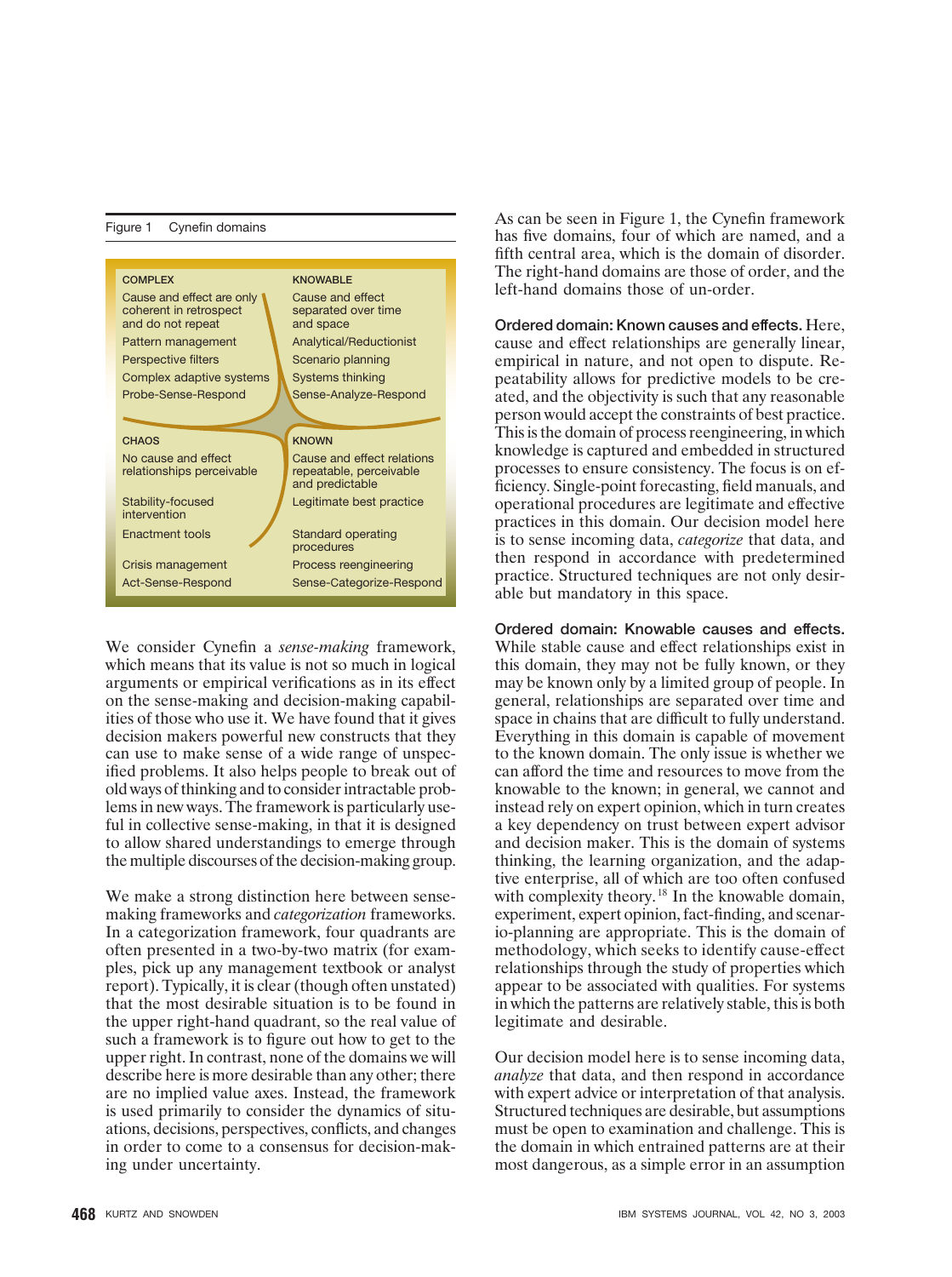Figure 1 Cynefin domains

| COMPLEX | KNOWABLE |
|---|---|
| Cause and effect are only coherent in retrospect and do not repeat | Cause and effect separated over time and space |
| Pattern management | Analytical/Reductionist |
| Perspective filters | Scenario planning |
| Complex adaptive systems | Systems thinking |
| Probe-Sense-Respond | Sense-Analyze-Respond |
| **CHAOS** | **KNOWN** |
| No cause and effect relationships perceivable | Cause and effect relations repeatable, perceivable and predictable |
| Stability-focused intervention | Legitimate best practice |
| Enactment tools | Standard operating procedures |
| Crisis management | Process reengineering |
| Act-Sense-Respond | Sense-Categorize-Respond |

We consider Cynefin a *sense-making* framework, which means that its value is not so much in logical arguments or empirical verifications as in its effect on the sense-making and decision-making capabilities of those who use it. We have found that it gives decision makers powerful new constructs that they can use to make sense of a wide range of unspecified problems. It also helps people to break out of old ways of thinking and to consider intractable problems in new ways. The framework is particularly useful in collective sense-making, in that it is designed to allow shared understandings to emerge through the multiple discourses of the decision-making group.

We make a strong distinction here between sense-making frameworks and *categorization* frameworks. In a categorization framework, four quadrants are often presented in a two-by-two matrix (for examples, pick up any management textbook or analyst report). Typically, it is clear (though often unstated) that the most desirable situation is to be found in the upper right-hand quadrant, so the real value of such a framework is to figure out how to get to the upper right. In contrast, none of the domains we will describe here is more desirable than any other; there are no implied value axes. Instead, the framework is used primarily to consider the dynamics of situations, decisions, perspectives, conflicts, and changes in order to come to a consensus for decision-making under uncertainty.

As can be seen in Figure 1, the Cynefin framework has five domains, four of which are named, and a fifth central area, which is the domain of disorder. The right-hand domains are those of order, and the left-hand domains those of un-order.

**Ordered domain: Known causes and effects.** Here, cause and effect relationships are generally linear, empirical in nature, and not open to dispute. Repeatability allows for predictive models to be created, and the objectivity is such that any reasonable person would accept the constraints of best practice. This is the domain of process reengineering, in which knowledge is captured and embedded in structured processes to ensure consistency. The focus is on efficiency. Single-point forecasting, field manuals, and operational procedures are legitimate and effective practices in this domain. Our decision model here is to sense incoming data, *categorize* that data, and then respond in accordance with predetermined practice. Structured techniques are not only desirable but mandatory in this space.

**Ordered domain: Knowable causes and effects.** While stable cause and effect relationships exist in this domain, they may not be fully known, or they may be known only by a limited group of people. In general, relationships are separated over time and space in chains that are difficult to fully understand. Everything in this domain is capable of movement to the known domain. The only issue is whether we can afford the time and resources to move from the knowable to the known; in general, we cannot and instead rely on expert opinion, which in turn creates a key dependency on trust between expert advisor and decision maker. This is the domain of systems thinking, the learning organization, and the adaptive enterprise, all of which are too often confused with complexity theory.[18] In the knowable domain, experiment, expert opinion, fact-finding, and scenario-planning are appropriate. This is the domain of methodology, which seeks to identify cause-effect relationships through the study of properties which appear to be associated with qualities. For systems in which the patterns are relatively stable, this is both legitimate and desirable.

Our decision model here is to sense incoming data, *analyze* that data, and then respond in accordance with expert advice or interpretation of that analysis. Structured techniques are desirable, but assumptions must be open to examination and challenge. This is the domain in which entrained patterns are at their most dangerous, as a simple error in an assumption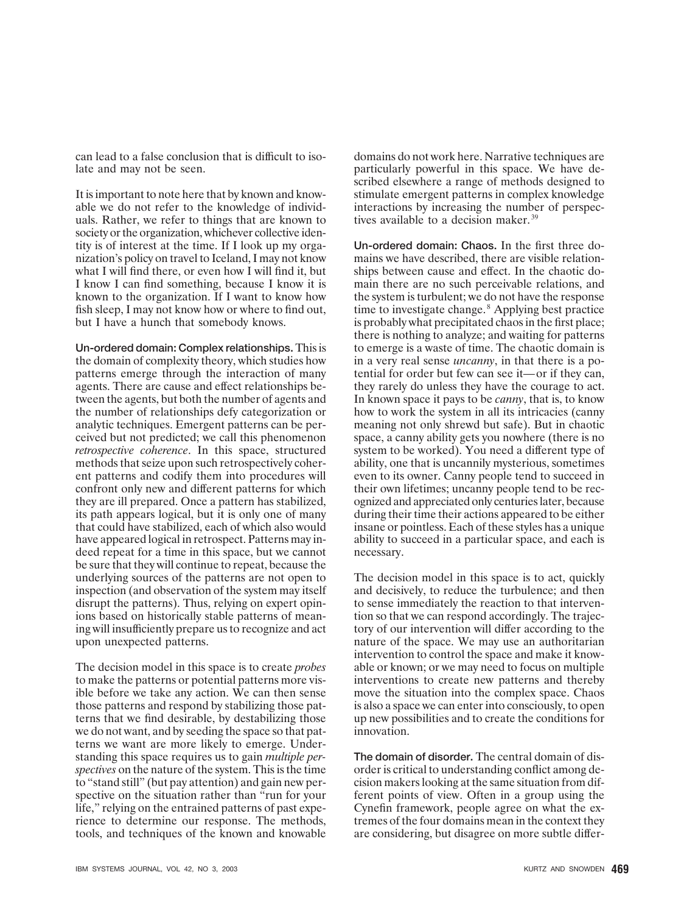can lead to a false conclusion that is difficult to isolate and may not be seen.

It is important to note here that by known and knowable we do not refer to the knowledge of individuals. Rather, we refer to things that are known to society or the organization, whichever collective identity is of interest at the time. If I look up my organization's policy on travel to Iceland, I may not know what I will find there, or even how I will find it, but I know I can find something, because I know it is known to the organization. If I want to know how fish sleep, I may not know how or where to find out, but I have a hunch that somebody knows.

**Un-ordered domain: Complex relationships.** This is the domain of complexity theory, which studies how patterns emerge through the interaction of many agents. There are cause and effect relationships between the agents, but both the number of agents and the number of relationships defy categorization or analytic techniques. Emergent patterns can be perceived but not predicted; we call this phenomenon *retrospective coherence*. In this space, structured methods that seize upon such retrospectively coherent patterns and codify them into procedures will confront only new and different patterns for which they are ill prepared. Once a pattern has stabilized, its path appears logical, but it is only one of many that could have stabilized, each of which also would have appeared logical in retrospect. Patterns may indeed repeat for a time in this space, but we cannot be sure that they will continue to repeat, because the underlying sources of the patterns are not open to inspection (and observation of the system may itself disrupt the patterns). Thus, relying on expert opinions based on historically stable patterns of meaning will insufficiently prepare us to recognize and act upon unexpected patterns.

The decision model in this space is to create *probes* to make the patterns or potential patterns more visible before we take any action. We can then sense those patterns and respond by stabilizing those patterns that we find desirable, by destabilizing those we do not want, and by seeding the space so that patterns we want are more likely to emerge. Understanding this space requires us to gain *multiple perspectives* on the nature of the system. This is the time to "stand still" (but pay attention) and gain new perspective on the situation rather than "run for your life," relying on the entrained patterns of past experience to determine our response. The methods, tools, and techniques of the known and knowable domains do not work here. Narrative techniques are particularly powerful in this space. We have described elsewhere a range of methods designed to stimulate emergent patterns in complex knowledge interactions by increasing the number of perspectives available to a decision maker.[39]

**Un-ordered domain: Chaos.** In the first three domains we have described, there are visible relationships between cause and effect. In the chaotic domain there are no such perceivable relations, and the system is turbulent; we do not have the response time to investigate change.[8] Applying best practice is probably what precipitated chaos in the first place; there is nothing to analyze; and waiting for patterns to emerge is a waste of time. The chaotic domain is in a very real sense *uncanny*, in that there is a potential for order but few can see it—or if they can, they rarely do unless they have the courage to act. In known space it pays to be *canny*, that is, to know how to work the system in all its intricacies (canny meaning not only shrewd but safe). But in chaotic space, a canny ability gets you nowhere (there is no system to be worked). You need a different type of ability, one that is uncannily mysterious, sometimes even to its owner. Canny people tend to succeed in their own lifetimes; uncanny people tend to be recognized and appreciated only centuries later, because during their time their actions appeared to be either insane or pointless. Each of these styles has a unique ability to succeed in a particular space, and each is necessary.

The decision model in this space is to act, quickly and decisively, to reduce the turbulence; and then to sense immediately the reaction to that intervention so that we can respond accordingly. The trajectory of our intervention will differ according to the nature of the space. We may use an authoritarian intervention to control the space and make it knowable or known; or we may need to focus on multiple interventions to create new patterns and thereby move the situation into the complex space. Chaos is also a space we can enter into consciously, to open up new possibilities and to create the conditions for innovation.

**The domain of disorder.** The central domain of disorder is critical to understanding conflict among decision makers looking at the same situation from different points of view. Often in a group using the Cynefin framework, people agree on what the extremes of the four domains mean in the context they are considering, but disagree on more subtle differ-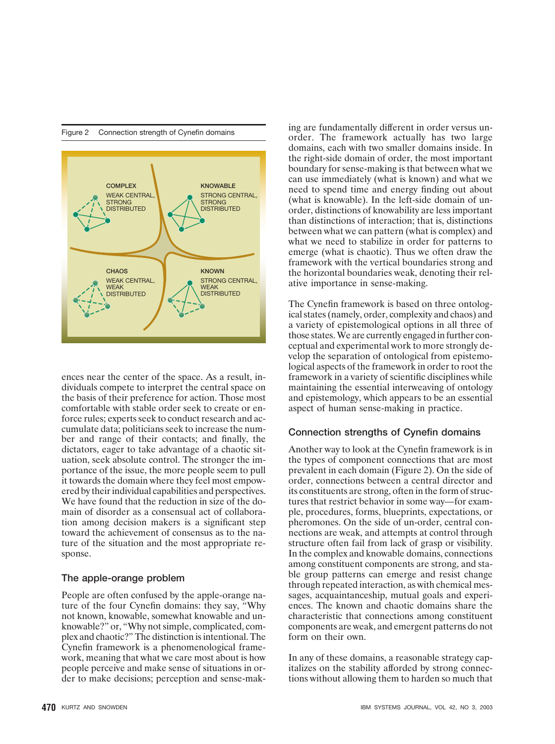Figure 2 Connection strength of Cynefin domains

COMPLEX
WEAK CENTRAL, STRONG DISTRIBUTED

KNOWABLE
STRONG CENTRAL, STRONG DISTRIBUTED

CHAOS
WEAK CENTRAL, WEAK DISTRIBUTED

KNOWN
STRONG CENTRAL, WEAK DISTRIBUTED

ences near the center of the space. As a result, individuals compete to interpret the central space on the basis of their preference for action. Those most comfortable with stable order seek to create or enforce rules; experts seek to conduct research and accumulate data; politicians seek to increase the number and range of their contacts; and finally, the dictators, eager to take advantage of a chaotic situation, seek absolute control. The stronger the importance of the issue, the more people seem to pull it towards the domain where they feel most empowered by their individual capabilities and perspectives. We have found that the reduction in size of the domain of disorder as a consensual act of collaboration among decision makers is a significant step toward the achievement of consensus as to the nature of the situation and the most appropriate response.

## The apple-orange problem

People are often confused by the apple-orange nature of the four Cynefin domains: they say, "Why not known, knowable, somewhat knowable and unknowable?" or, "Why not simple, complicated, complex and chaotic?" The distinction is intentional. The Cynefin framework is a phenomenological framework, meaning that what we care most about is how people perceive and make sense of situations in order to make decisions; perception and sense-making are fundamentally different in order versus unorder. The framework actually has two large domains, each with two smaller domains inside. In the right-side domain of order, the most important boundary for sense-making is that between what we can use immediately (what is known) and what we need to spend time and energy finding out about (what is knowable). In the left-side domain of unorder, distinctions of knowability are less important than distinctions of interaction; that is, distinctions between what we can pattern (what is complex) and what we need to stabilize in order for patterns to emerge (what is chaotic). Thus we often draw the framework with the vertical boundaries strong and the horizontal boundaries weak, denoting their relative importance in sense-making.

The Cynefin framework is based on three ontological states (namely, order, complexity and chaos) and a variety of epistemological options in all three of those states. We are currently engaged in further conceptual and experimental work to more strongly develop the separation of ontological from epistemological aspects of the framework in order to root the framework in a variety of scientific disciplines while maintaining the essential interweaving of ontology and epistemology, which appears to be an essential aspect of human sense-making in practice.

## Connection strengths of Cynefin domains

Another way to look at the Cynefin framework is in the types of component connections that are most prevalent in each domain (Figure 2). On the side of order, connections between a central director and its constituents are strong, often in the form of structures that restrict behavior in some way—for example, procedures, forms, blueprints, expectations, or pheromones. On the side of un-order, central connections are weak, and attempts at control through structure often fail from lack of grasp or visibility. In the complex and knowable domains, connections among constituent components are strong, and stable group patterns can emerge and resist change through repeated interaction, as with chemical messages, acquaintanceship, mutual goals and experiences. The known and chaotic domains share the characteristic that connections among constituent components are weak, and emergent patterns do not form on their own.

In any of these domains, a reasonable strategy capitalizes on the stability afforded by strong connections without allowing them to harden so much that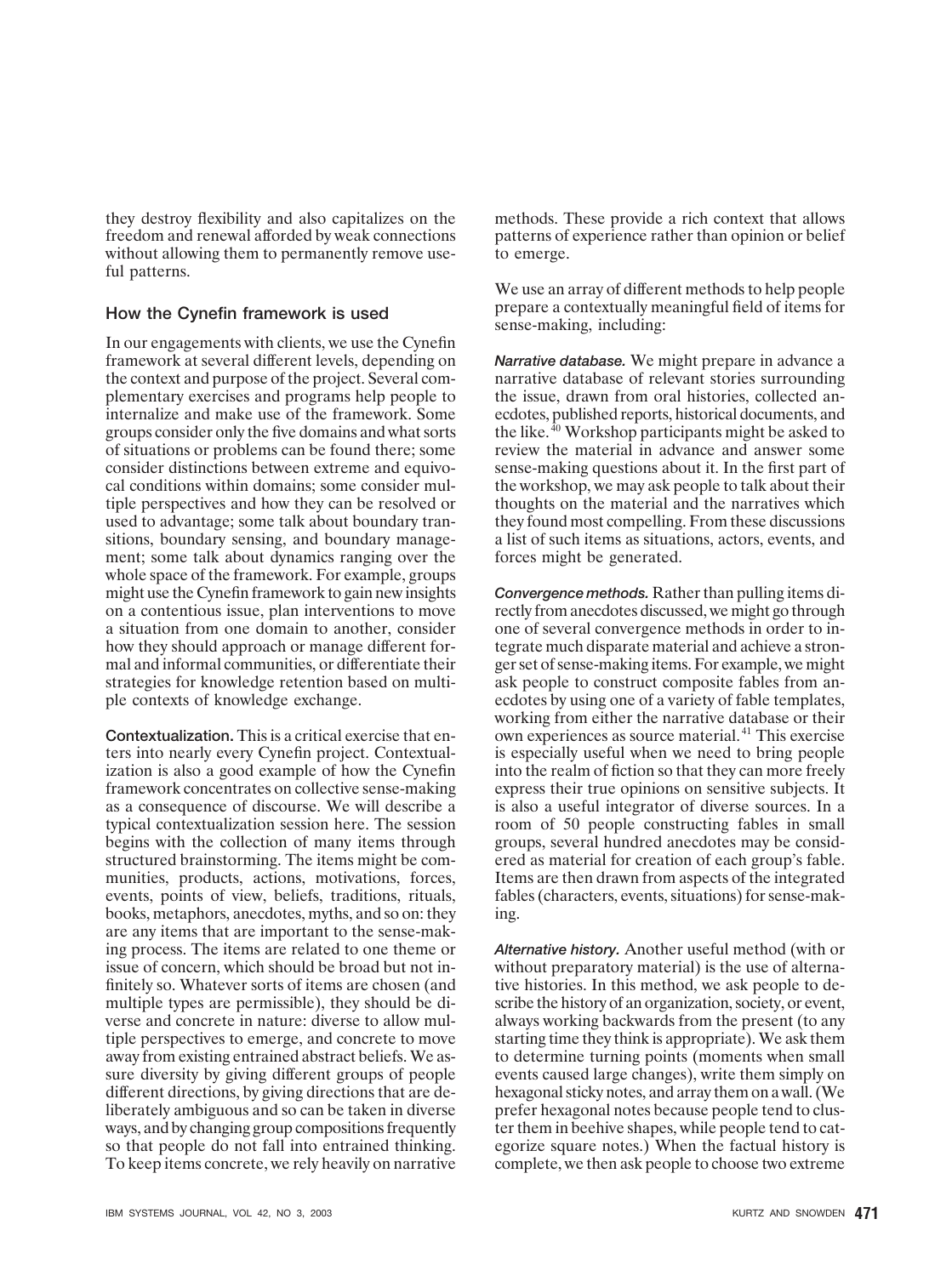they destroy flexibility and also capitalizes on the freedom and renewal afforded by weak connections without allowing them to permanently remove useful patterns.

## How the Cynefin framework is used

In our engagements with clients, we use the Cynefin framework at several different levels, depending on the context and purpose of the project. Several complementary exercises and programs help people to internalize and make use of the framework. Some groups consider only the five domains and what sorts of situations or problems can be found there; some consider distinctions between extreme and equivocal conditions within domains; some consider multiple perspectives and how they can be resolved or used to advantage; some talk about boundary transitions, boundary sensing, and boundary management; some talk about dynamics ranging over the whole space of the framework. For example, groups might use the Cynefin framework to gain new insights on a contentious issue, plan interventions to move a situation from one domain to another, consider how they should approach or manage different formal and informal communities, or differentiate their strategies for knowledge retention based on multiple contexts of knowledge exchange.

**Contextualization.** This is a critical exercise that enters into nearly every Cynefin project. Contextualization is also a good example of how the Cynefin framework concentrates on collective sense-making as a consequence of discourse. We will describe a typical contextualization session here. The session begins with the collection of many items through structured brainstorming. The items might be communities, products, actions, motivations, forces, events, points of view, beliefs, traditions, rituals, books, metaphors, anecdotes, myths, and so on: they are any items that are important to the sense-making process. The items are related to one theme or issue of concern, which should be broad but not infinitely so. Whatever sorts of items are chosen (and multiple types are permissible), they should be diverse and concrete in nature: diverse to allow multiple perspectives to emerge, and concrete to move away from existing entrained abstract beliefs. We assure diversity by giving different groups of people different directions, by giving directions that are deliberately ambiguous and so can be taken in diverse ways, and by changing group compositions frequently so that people do not fall into entrained thinking. To keep items concrete, we rely heavily on narrative methods. These provide a rich context that allows patterns of experience rather than opinion or belief to emerge.

We use an array of different methods to help people prepare a contextually meaningful field of items for sense-making, including:

***Narrative database.*** We might prepare in advance a narrative database of relevant stories surrounding the issue, drawn from oral histories, collected anecdotes, published reports, historical documents, and the like.[40] Workshop participants might be asked to review the material in advance and answer some sense-making questions about it. In the first part of the workshop, we may ask people to talk about their thoughts on the material and the narratives which they found most compelling. From these discussions a list of such items as situations, actors, events, and forces might be generated.

***Convergence methods.*** Rather than pulling items directly from anecdotes discussed, we might go through one of several convergence methods in order to integrate much disparate material and achieve a stronger set of sense-making items. For example, we might ask people to construct composite fables from anecdotes by using one of a variety of fable templates, working from either the narrative database or their own experiences as source material.[41] This exercise is especially useful when we need to bring people into the realm of fiction so that they can more freely express their true opinions on sensitive subjects. It is also a useful integrator of diverse sources. In a room of 50 people constructing fables in small groups, several hundred anecdotes may be considered as material for creation of each group's fable. Items are then drawn from aspects of the integrated fables (characters, events, situations) for sense-making.

***Alternative history.*** Another useful method (with or without preparatory material) is the use of alternative histories. In this method, we ask people to describe the history of an organization, society, or event, always working backwards from the present (to any starting time they think is appropriate). We ask them to determine turning points (moments when small events caused large changes), write them simply on hexagonal sticky notes, and array them on a wall. (We prefer hexagonal notes because people tend to cluster them in beehive shapes, while people tend to categorize square notes.) When the factual history is complete, we then ask people to choose two extreme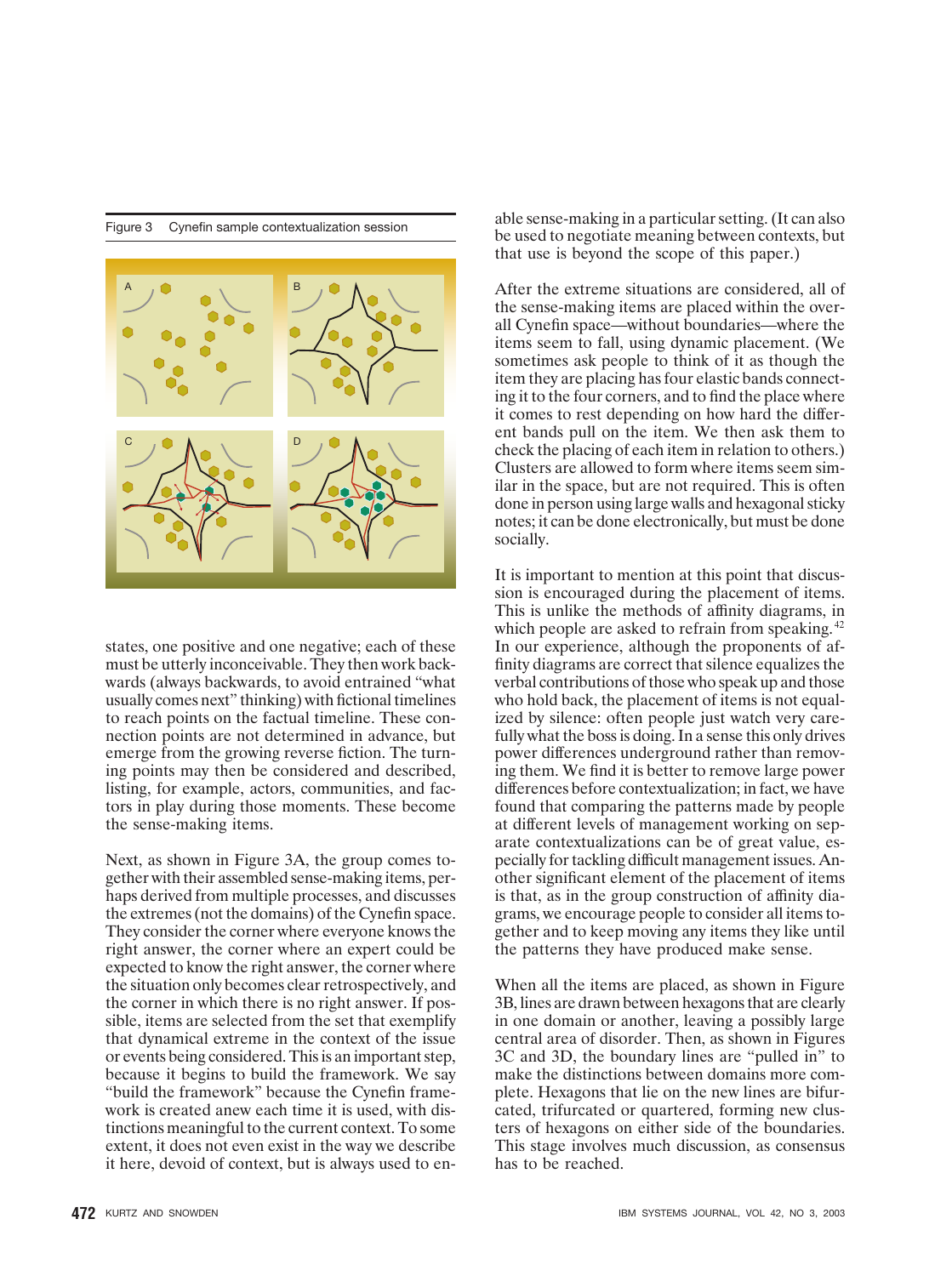Figure 3 Cynefin sample contextualization session

A

B

C

D

states, one positive and one negative; each of these must be utterly inconceivable. They then work backwards (always backwards, to avoid entrained "what usually comes next" thinking) with fictional timelines to reach points on the factual timeline. These connection points are not determined in advance, but emerge from the growing reverse fiction. The turning points may then be considered and described, listing, for example, actors, communities, and factors in play during those moments. These become the sense-making items.

Next, as shown in Figure 3A, the group comes together with their assembled sense-making items, perhaps derived from multiple processes, and discusses the extremes (not the domains) of the Cynefin space. They consider the corner where everyone knows the right answer, the corner where an expert could be expected to know the right answer, the corner where the situation only becomes clear retrospectively, and the corner in which there is no right answer. If possible, items are selected from the set that exemplify that dynamical extreme in the context of the issue or events being considered. This is an important step, because it begins to build the framework. We say "build the framework" because the Cynefin framework is created anew each time it is used, with distinctions meaningful to the current context. To some extent, it does not even exist in the way we describe it here, devoid of context, but is always used to enable sense-making in a particular setting. (It can also be used to negotiate meaning between contexts, but that use is beyond the scope of this paper.)

After the extreme situations are considered, all of the sense-making items are placed within the overall Cynefin space—without boundaries—where the items seem to fall, using dynamic placement. (We sometimes ask people to think of it as though the item they are placing has four elastic bands connecting it to the four corners, and to find the place where it comes to rest depending on how hard the different bands pull on the item. We then ask them to check the placing of each item in relation to others.) Clusters are allowed to form where items seem similar in the space, but are not required. This is often done in person using large walls and hexagonal sticky notes; it can be done electronically, but must be done socially.

It is important to mention at this point that discussion is encouraged during the placement of items. This is unlike the methods of affinity diagrams, in which people are asked to refrain from speaking.[42] In our experience, although the proponents of affinity diagrams are correct that silence equalizes the verbal contributions of those who speak up and those who hold back, the placement of items is not equalized by silence: often people just watch very carefully what the boss is doing. In a sense this only drives power differences underground rather than removing them. We find it is better to remove large power differences before contextualization; in fact, we have found that comparing the patterns made by people at different levels of management working on separate contextualizations can be of great value, especially for tackling difficult management issues. Another significant element of the placement of items is that, as in the group construction of affinity diagrams, we encourage people to consider all items together and to keep moving any items they like until the patterns they have produced make sense.

When all the items are placed, as shown in Figure 3B, lines are drawn between hexagons that are clearly in one domain or another, leaving a possibly large central area of disorder. Then, as shown in Figures 3C and 3D, the boundary lines are "pulled in" to make the distinctions between domains more complete. Hexagons that lie on the new lines are bifurcated, trifurcated or quartered, forming new clusters of hexagons on either side of the boundaries. This stage involves much discussion, as consensus has to be reached.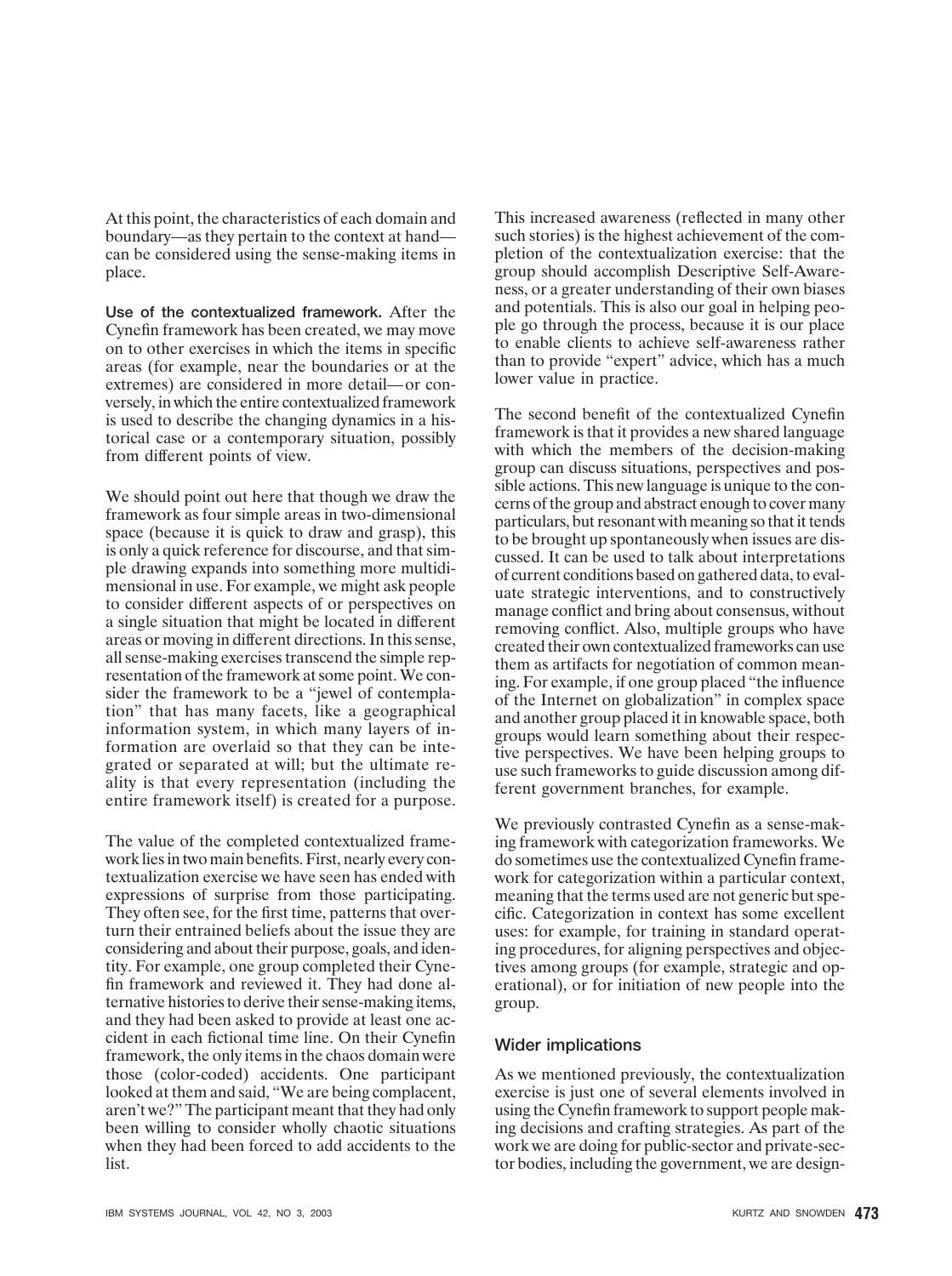At this point, the characteristics of each domain and boundary—as they pertain to the context at hand—can be considered using the sense-making items in place.

**Use of the contextualized framework.** After the Cynefin framework has been created, we may move on to other exercises in which the items in specific areas (for example, near the boundaries or at the extremes) are considered in more detail—or conversely, in which the entire contextualized framework is used to describe the changing dynamics in a historical case or a contemporary situation, possibly from different points of view.

We should point out here that though we draw the framework as four simple areas in two-dimensional space (because it is quick to draw and grasp), this is only a quick reference for discourse, and that simple drawing expands into something more multidimensional in use. For example, we might ask people to consider different aspects of or perspectives on a single situation that might be located in different areas or moving in different directions. In this sense, all sense-making exercises transcend the simple representation of the framework at some point. We consider the framework to be a "jewel of contemplation" that has many facets, like a geographical information system, in which many layers of information are overlaid so that they can be integrated or separated at will; but the ultimate reality is that every representation (including the entire framework itself) is created for a purpose.

The value of the completed contextualized framework lies in two main benefits. First, nearly every contextualization exercise we have seen has ended with expressions of surprise from those participating. They often see, for the first time, patterns that overturn their entrained beliefs about the issue they are considering and about their purpose, goals, and identity. For example, one group completed their Cynefin framework and reviewed it. They had done alternative histories to derive their sense-making items, and they had been asked to provide at least one accident in each fictional time line. On their Cynefin framework, the only items in the chaos domain were those (color-coded) accidents. One participant looked at them and said, "We are being complacent, aren't we?" The participant meant that they had only been willing to consider wholly chaotic situations when they had been forced to add accidents to the list.

This increased awareness (reflected in many other such stories) is the highest achievement of the completion of the contextualization exercise: that the group should accomplish Descriptive Self-Awareness, or a greater understanding of their own biases and potentials. This is also our goal in helping people go through the process, because it is our place to enable clients to achieve self-awareness rather than to provide "expert" advice, which has a much lower value in practice.

The second benefit of the contextualized Cynefin framework is that it provides a new shared language with which the members of the decision-making group can discuss situations, perspectives and possible actions. This new language is unique to the concerns of the group and abstract enough to cover many particulars, but resonant with meaning so that it tends to be brought up spontaneously when issues are discussed. It can be used to talk about interpretations of current conditions based on gathered data, to evaluate strategic interventions, and to constructively manage conflict and bring about consensus, without removing conflict. Also, multiple groups who have created their own contextualized frameworks can use them as artifacts for negotiation of common meaning. For example, if one group placed "the influence of the Internet on globalization" in complex space and another group placed it in knowable space, both groups would learn something about their respective perspectives. We have been helping groups to use such frameworks to guide discussion among different government branches, for example.

We previously contrasted Cynefin as a sense-making framework with categorization frameworks. We do sometimes use the contextualized Cynefin framework for categorization within a particular context, meaning that the terms used are not generic but specific. Categorization in context has some excellent uses: for example, for training in standard operating procedures, for aligning perspectives and objectives among groups (for example, strategic and operational), or for initiation of new people into the group.

## Wider implications

As we mentioned previously, the contextualization exercise is just one of several elements involved in using the Cynefin framework to support people making decisions and crafting strategies. As part of the work we are doing for public-sector and private-sector bodies, including the government, we are design-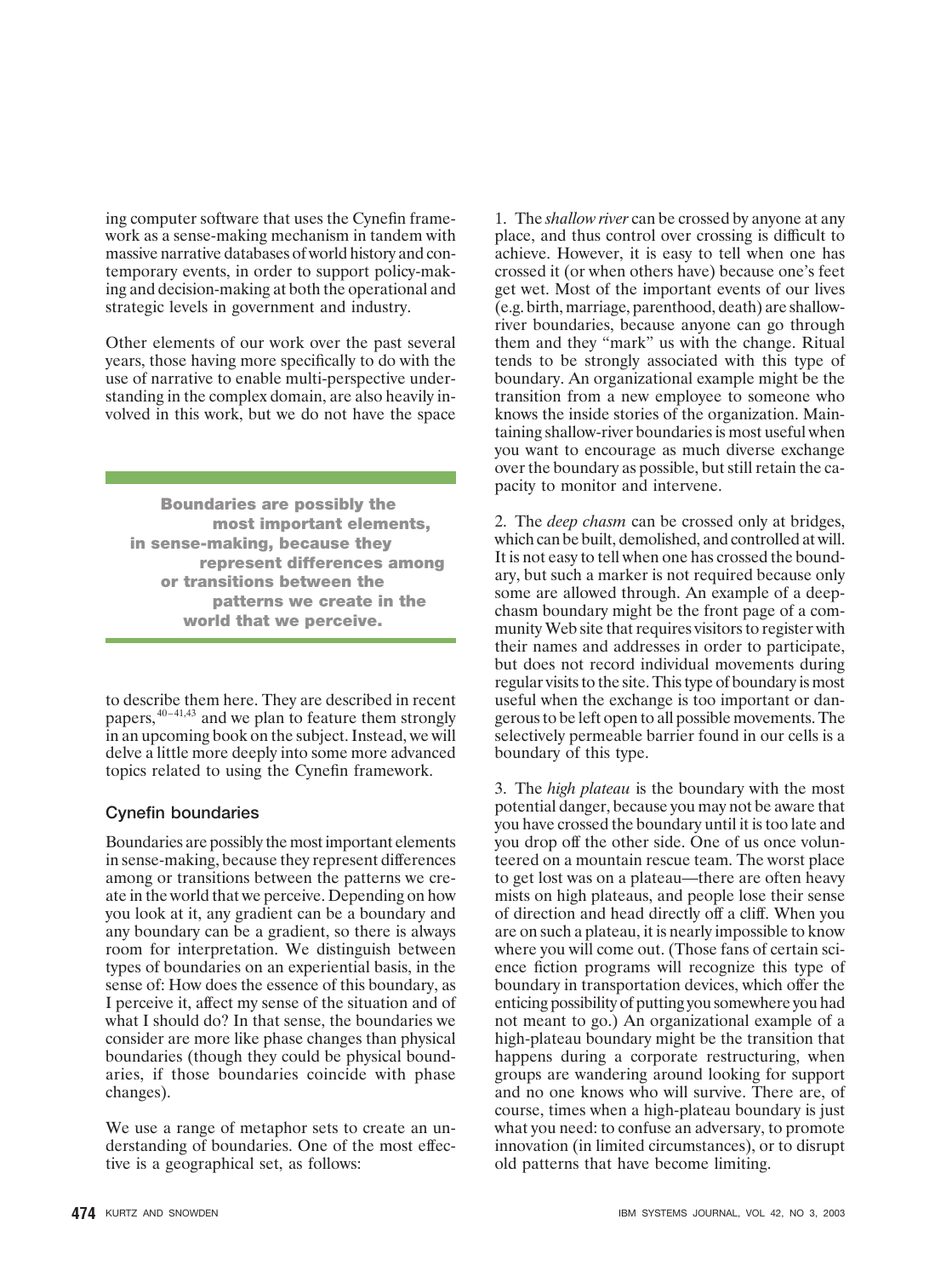ing computer software that uses the Cynefin framework as a sense-making mechanism in tandem with massive narrative databases of world history and contemporary events, in order to support policy-making and decision-making at both the operational and strategic levels in government and industry.

Other elements of our work over the past several years, those having more specifically to do with the use of narrative to enable multi-perspective understanding in the complex domain, are also heavily involved in this work, but we do not have the space to describe them here. They are described in recent papers,[40–41,43] and we plan to feature them strongly in an upcoming book on the subject. Instead, we will delve a little more deeply into some more advanced topics related to using the Cynefin framework.

**Boundaries are possibly the most important elements, in sense-making, because they represent differences among or transitions between the patterns we create in the world that we perceive.**

## Cynefin boundaries

Boundaries are possibly the most important elements in sense-making, because they represent differences among or transitions between the patterns we create in the world that we perceive. Depending on how you look at it, any gradient can be a boundary and any boundary can be a gradient, so there is always room for interpretation. We distinguish between types of boundaries on an experiential basis, in the sense of: How does the essence of this boundary, as I perceive it, affect my sense of the situation and of what I should do? In that sense, the boundaries we consider are more like phase changes than physical boundaries (though they could be physical boundaries, if those boundaries coincide with phase changes).

We use a range of metaphor sets to create an understanding of boundaries. One of the most effective is a geographical set, as follows:

1. The *shallow river* can be crossed by anyone at any place, and thus control over crossing is difficult to achieve. However, it is easy to tell when one has crossed it (or when others have) because one's feet get wet. Most of the important events of our lives (e.g. birth, marriage, parenthood, death) are shallow-river boundaries, because anyone can go through them and they "mark" us with the change. Ritual tends to be strongly associated with this type of boundary. An organizational example might be the transition from a new employee to someone who knows the inside stories of the organization. Maintaining shallow-river boundaries is most useful when you want to encourage as much diverse exchange over the boundary as possible, but still retain the capacity to monitor and intervene.

2. The *deep chasm* can be crossed only at bridges, which can be built, demolished, and controlled at will. It is not easy to tell when one has crossed the boundary, but such a marker is not required because only some are allowed through. An example of a deep-chasm boundary might be the front page of a community Web site that requires visitors to register with their names and addresses in order to participate, but does not record individual movements during regular visits to the site. This type of boundary is most useful when the exchange is too important or dangerous to be left open to all possible movements. The selectively permeable barrier found in our cells is a boundary of this type.

3. The *high plateau* is the boundary with the most potential danger, because you may not be aware that you have crossed the boundary until it is too late and you drop off the other side. One of us once volunteered on a mountain rescue team. The worst place to get lost was on a plateau—there are often heavy mists on high plateaus, and people lose their sense of direction and head directly off a cliff. When you are on such a plateau, it is nearly impossible to know where you will come out. (Those fans of certain science fiction programs will recognize this type of boundary in transportation devices, which offer the enticing possibility of putting you somewhere you had not meant to go.) An organizational example of a high-plateau boundary might be the transition that happens during a corporate restructuring, when groups are wandering around looking for support and no one knows who will survive. There are, of course, times when a high-plateau boundary is just what you need: to confuse an adversary, to promote innovation (in limited circumstances), or to disrupt old patterns that have become limiting.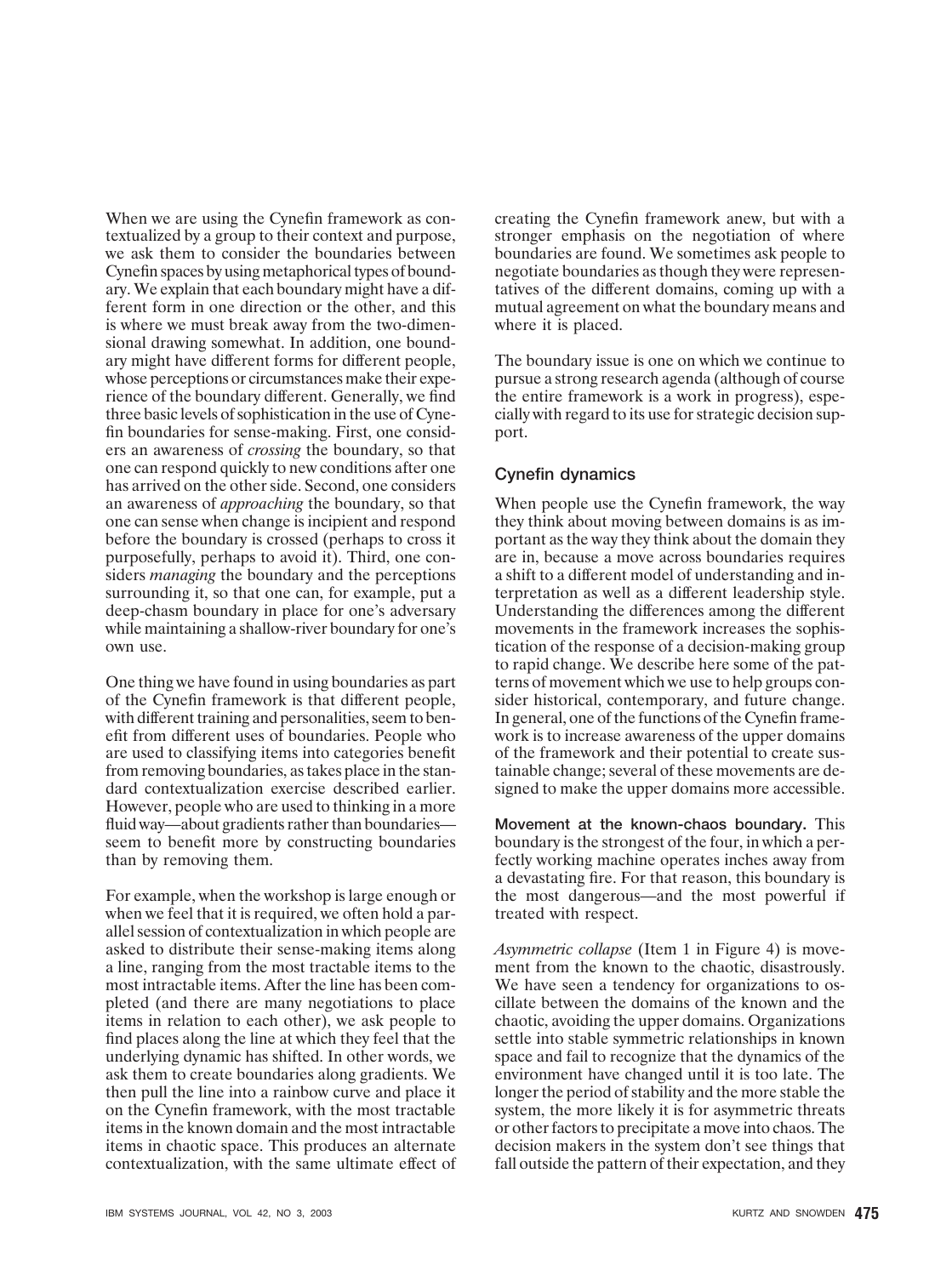When we are using the Cynefin framework as contextualized by a group to their context and purpose, we ask them to consider the boundaries between Cynefin spaces by using metaphorical types of boundary. We explain that each boundary might have a different form in one direction or the other, and this is where we must break away from the two-dimensional drawing somewhat. In addition, one boundary might have different forms for different people, whose perceptions or circumstances make their experience of the boundary different. Generally, we find three basic levels of sophistication in the use of Cynefin boundaries for sense-making. First, one considers an awareness of *crossing* the boundary, so that one can respond quickly to new conditions after one has arrived on the other side. Second, one considers an awareness of *approaching* the boundary, so that one can sense when change is incipient and respond before the boundary is crossed (perhaps to cross it purposefully, perhaps to avoid it). Third, one considers *managing* the boundary and the perceptions surrounding it, so that one can, for example, put a deep-chasm boundary in place for one's adversary while maintaining a shallow-river boundary for one's own use.

One thing we have found in using boundaries as part of the Cynefin framework is that different people, with different training and personalities, seem to benefit from different uses of boundaries. People who are used to classifying items into categories benefit from removing boundaries, as takes place in the standard contextualization exercise described earlier. However, people who are used to thinking in a more fluid way—about gradients rather than boundaries—seem to benefit more by constructing boundaries than by removing them.

For example, when the workshop is large enough or when we feel that it is required, we often hold a parallel session of contextualization in which people are asked to distribute their sense-making items along a line, ranging from the most tractable items to the most intractable items. After the line has been completed (and there are many negotiations to place items in relation to each other), we ask people to find places along the line at which they feel that the underlying dynamic has shifted. In other words, we ask them to create boundaries along gradients. We then pull the line into a rainbow curve and place it on the Cynefin framework, with the most tractable items in the known domain and the most intractable items in chaotic space. This produces an alternate contextualization, with the same ultimate effect of creating the Cynefin framework anew, but with a stronger emphasis on the negotiation of where boundaries are found. We sometimes ask people to negotiate boundaries as though they were representatives of the different domains, coming up with a mutual agreement on what the boundary means and where it is placed.

The boundary issue is one on which we continue to pursue a strong research agenda (although of course the entire framework is a work in progress), especially with regard to its use for strategic decision support.

## Cynefin dynamics

When people use the Cynefin framework, the way they think about moving between domains is as important as the way they think about the domain they are in, because a move across boundaries requires a shift to a different model of understanding and interpretation as well as a different leadership style. Understanding the differences among the different movements in the framework increases the sophistication of the response of a decision-making group to rapid change. We describe here some of the patterns of movement which we use to help groups consider historical, contemporary, and future change. In general, one of the functions of the Cynefin framework is to increase awareness of the upper domains of the framework and their potential to create sustainable change; several of these movements are designed to make the upper domains more accessible.

**Movement at the known-chaos boundary.** This boundary is the strongest of the four, in which a perfectly working machine operates inches away from a devastating fire. For that reason, this boundary is the most dangerous—and the most powerful if treated with respect.

*Asymmetric collapse* (Item 1 in Figure 4) is movement from the known to the chaotic, disastrously. We have seen a tendency for organizations to oscillate between the domains of the known and the chaotic, avoiding the upper domains. Organizations settle into stable symmetric relationships in known space and fail to recognize that the dynamics of the environment have changed until it is too late. The longer the period of stability and the more stable the system, the more likely it is for asymmetric threats or other factors to precipitate a move into chaos. The decision makers in the system don't see things that fall outside the pattern of their expectation, and they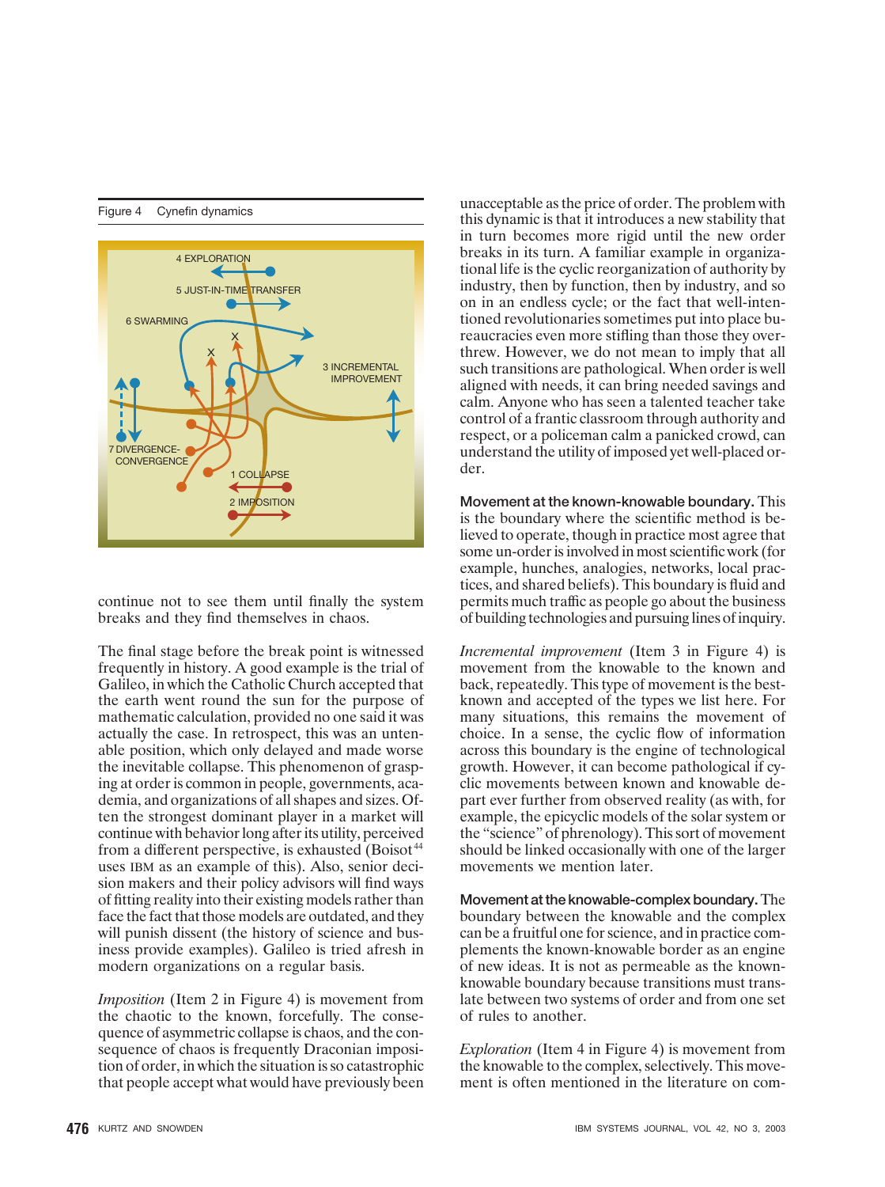Figure 4 Cynefin dynamics

continue not to see them until finally the system breaks and they find themselves in chaos.

The final stage before the break point is witnessed frequently in history. A good example is the trial of Galileo, in which the Catholic Church accepted that the earth went round the sun for the purpose of mathematic calculation, provided no one said it was actually the case. In retrospect, this was an untenable position, which only delayed and made worse the inevitable collapse. This phenomenon of grasping at order is common in people, governments, academia, and organizations of all shapes and sizes. Often the strongest dominant player in a market will continue with behavior long after its utility, perceived from a different perspective, is exhausted (Boisot[44] uses IBM as an example of this). Also, senior decision makers and their policy advisors will find ways of fitting reality into their existing models rather than face the fact that those models are outdated, and they will punish dissent (the history of science and business provide examples). Galileo is tried afresh in modern organizations on a regular basis.

*Imposition* (Item 2 in Figure 4) is movement from the chaotic to the known, forcefully. The consequence of asymmetric collapse is chaos, and the consequence of chaos is frequently Draconian imposition of order, in which the situation is so catastrophic that people accept what would have previously been unacceptable as the price of order. The problem with this dynamic is that it introduces a new stability that in turn becomes more rigid until the new order breaks in its turn. A familiar example in organizational life is the cyclic reorganization of authority by industry, then by function, then by industry, and so on in an endless cycle; or the fact that well-intentioned revolutionaries sometimes put into place bureaucracies even more stifling than those they overthrew. However, we do not mean to imply that all such transitions are pathological. When order is well aligned with needs, it can bring needed savings and calm. Anyone who has seen a talented teacher take control of a frantic classroom through authority and respect, or a policeman calm a panicked crowd, can understand the utility of imposed yet well-placed order.

**Movement at the known-knowable boundary.** This is the boundary where the scientific method is believed to operate, though in practice most agree that some un-order is involved in most scientific work (for example, hunches, analogies, networks, local practices, and shared beliefs). This boundary is fluid and permits much traffic as people go about the business of building technologies and pursuing lines of inquiry.

*Incremental improvement* (Item 3 in Figure 4) is movement from the knowable to the known and back, repeatedly. This type of movement is the best-known and accepted of the types we list here. For many situations, this remains the movement of choice. In a sense, the cyclic flow of information across this boundary is the engine of technological growth. However, it can become pathological if cyclic movements between known and knowable depart ever further from observed reality (as with, for example, the epicyclic models of the solar system or the "science" of phrenology). This sort of movement should be linked occasionally with one of the larger movements we mention later.

**Movement at the knowable-complex boundary.** The boundary between the knowable and the complex can be a fruitful one for science, and in practice complements the known-knowable border as an engine of new ideas. It is not as permeable as the known-knowable boundary because transitions must translate between two systems of order and from one set of rules to another.

*Exploration* (Item 4 in Figure 4) is movement from the knowable to the complex, selectively. This movement is often mentioned in the literature on com-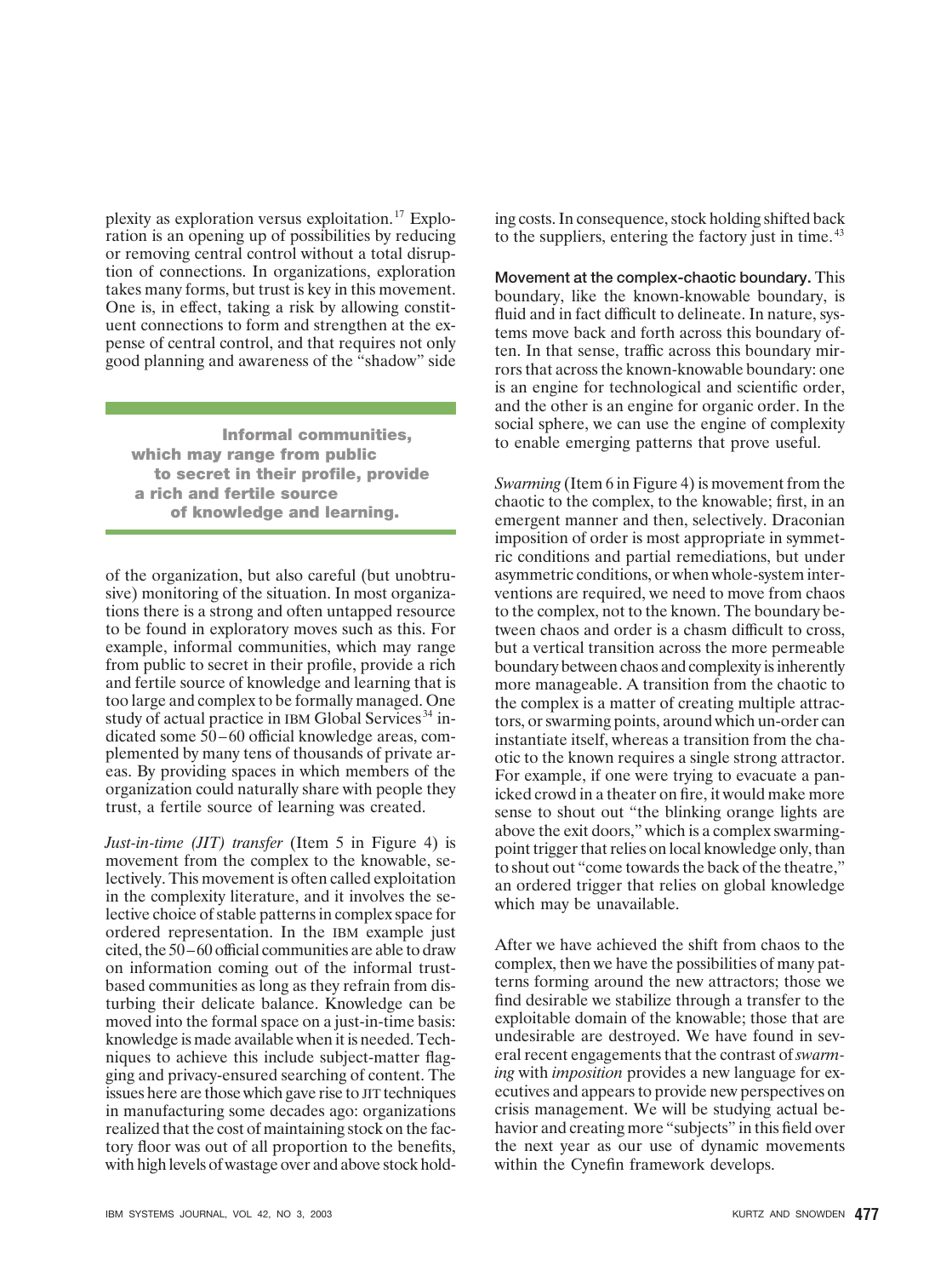plexity as exploration versus exploitation.[17] Exploration is an opening up of possibilities by reducing or removing central control without a total disruption of connections. In organizations, exploration takes many forms, but trust is key in this movement. One is, in effect, taking a risk by allowing constituent connections to form and strengthen at the expense of central control, and that requires not only good planning and awareness of the "shadow" side of the organization, but also careful (but unobtrusive) monitoring of the situation. In most organizations there is a strong and often untapped resource to be found in exploratory moves such as this. For example, informal communities, which may range from public to secret in their profile, provide a rich and fertile source of knowledge and learning that is too large and complex to be formally managed. One study of actual practice in IBM Global Services[34] indicated some 50–60 official knowledge areas, complemented by many tens of thousands of private areas. By providing spaces in which members of the organization could naturally share with people they trust, a fertile source of learning was created.

**Informal communities, which may range from public to secret in their profile, provide a rich and fertile source of knowledge and learning.**

*Just-in-time (JIT) transfer* (Item 5 in Figure 4) is movement from the complex to the knowable, selectively. This movement is often called exploitation in the complexity literature, and it involves the selective choice of stable patterns in complex space for ordered representation. In the IBM example just cited, the 50–60 official communities are able to draw on information coming out of the informal trust-based communities as long as they refrain from disturbing their delicate balance. Knowledge can be moved into the formal space on a just-in-time basis: knowledge is made available when it is needed. Techniques to achieve this include subject-matter flagging and privacy-ensured searching of content. The issues here are those which gave rise to JIT techniques in manufacturing some decades ago: organizations realized that the cost of maintaining stock on the factory floor was out of all proportion to the benefits, with high levels of wastage over and above stock holding costs. In consequence, stock holding shifted back to the suppliers, entering the factory just in time.[43]

**Movement at the complex-chaotic boundary.** This boundary, like the known-knowable boundary, is fluid and in fact difficult to delineate. In nature, systems move back and forth across this boundary often. In that sense, traffic across this boundary mirrors that across the known-knowable boundary: one is an engine for technological and scientific order, and the other is an engine for organic order. In the social sphere, we can use the engine of complexity to enable emerging patterns that prove useful.

*Swarming* (Item 6 in Figure 4) is movement from the chaotic to the complex, to the knowable; first, in an emergent manner and then, selectively. Draconian imposition of order is most appropriate in symmetric conditions and partial remediations, but under asymmetric conditions, or when whole-system interventions are required, we need to move from chaos to the complex, not to the known. The boundary between chaos and order is a chasm difficult to cross, but a vertical transition across the more permeable boundary between chaos and complexity is inherently more manageable. A transition from the chaotic to the complex is a matter of creating multiple attractors, or swarming points, around which un-order can instantiate itself, whereas a transition from the chaotic to the known requires a single strong attractor. For example, if one were trying to evacuate a panicked crowd in a theater on fire, it would make more sense to shout out "the blinking orange lights are above the exit doors," which is a complex swarming-point trigger that relies on local knowledge only, than to shout out "come towards the back of the theatre," an ordered trigger that relies on global knowledge which may be unavailable.

After we have achieved the shift from chaos to the complex, then we have the possibilities of many patterns forming around the new attractors; those we find desirable we stabilize through a transfer to the exploitable domain of the knowable; those that are undesirable are destroyed. We have found in several recent engagements that the contrast of *swarming* with *imposition* provides a new language for executives and appears to provide new perspectives on crisis management. We will be studying actual behavior and creating more "subjects" in this field over the next year as our use of dynamic movements within the Cynefin framework develops.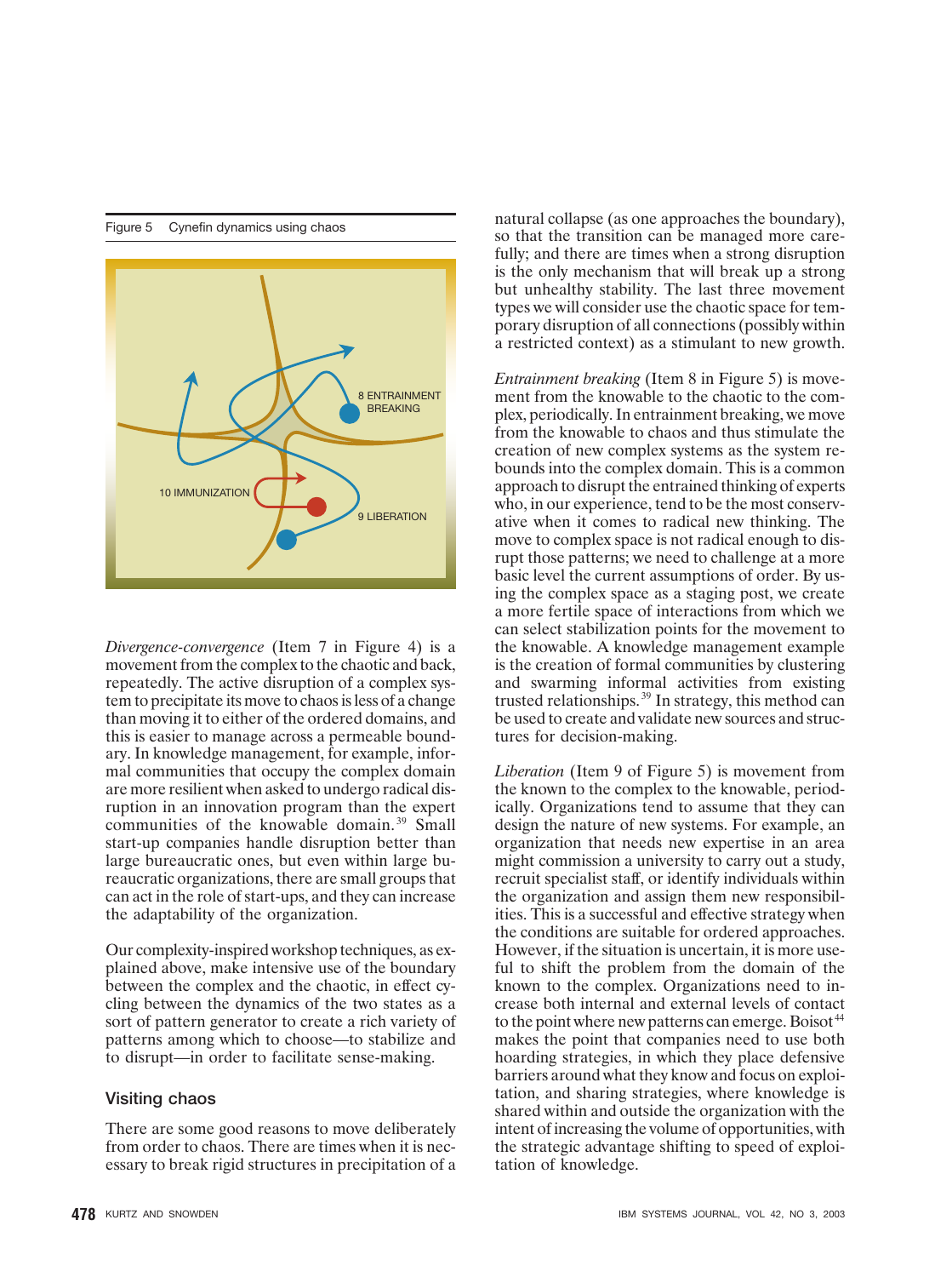Figure 5 Cynefin dynamics using chaos

*Divergence-convergence* (Item 7 in Figure 4) is a movement from the complex to the chaotic and back, repeatedly. The active disruption of a complex system to precipitate its move to chaos is less of a change than moving it to either of the ordered domains, and this is easier to manage across a permeable boundary. In knowledge management, for example, informal communities that occupy the complex domain are more resilient when asked to undergo radical disruption in an innovation program than the expert communities of the knowable domain.[39] Small start-up companies handle disruption better than large bureaucratic ones, but even within large bureaucratic organizations, there are small groups that can act in the role of start-ups, and they can increase the adaptability of the organization.

Our complexity-inspired workshop techniques, as explained above, make intensive use of the boundary between the complex and the chaotic, in effect cycling between the dynamics of the two states as a sort of pattern generator to create a rich variety of patterns among which to choose—to stabilize and to disrupt—in order to facilitate sense-making.

## Visiting chaos

There are some good reasons to move deliberately from order to chaos. There are times when it is necessary to break rigid structures in precipitation of a natural collapse (as one approaches the boundary), so that the transition can be managed more carefully; and there are times when a strong disruption is the only mechanism that will break up a strong but unhealthy stability. The last three movement types we will consider use the chaotic space for temporary disruption of all connections (possibly within a restricted context) as a stimulant to new growth.

*Entrainment breaking* (Item 8 in Figure 5) is movement from the knowable to the chaotic to the complex, periodically. In entrainment breaking, we move from the knowable to chaos and thus stimulate the creation of new complex systems as the system rebounds into the complex domain. This is a common approach to disrupt the entrained thinking of experts who, in our experience, tend to be the most conservative when it comes to radical new thinking. The move to complex space is not radical enough to disrupt those patterns; we need to challenge at a more basic level the current assumptions of order. By using the complex space as a staging post, we create a more fertile space of interactions from which we can select stabilization points for the movement to the knowable. A knowledge management example is the creation of formal communities by clustering and swarming informal activities from existing trusted relationships.[39] In strategy, this method can be used to create and validate new sources and structures for decision-making.

*Liberation* (Item 9 of Figure 5) is movement from the known to the complex to the knowable, periodically. Organizations tend to assume that they can design the nature of new systems. For example, an organization that needs new expertise in an area might commission a university to carry out a study, recruit specialist staff, or identify individuals within the organization and assign them new responsibilities. This is a successful and effective strategy when the conditions are suitable for ordered approaches. However, if the situation is uncertain, it is more useful to shift the problem from the domain of the known to the complex. Organizations need to increase both internal and external levels of contact to the point where new patterns can emerge. Boisot[44] makes the point that companies need to use both hoarding strategies, in which they place defensive barriers around what they know and focus on exploitation, and sharing strategies, where knowledge is shared within and outside the organization with the intent of increasing the volume of opportunities, with the strategic advantage shifting to speed of exploitation of knowledge.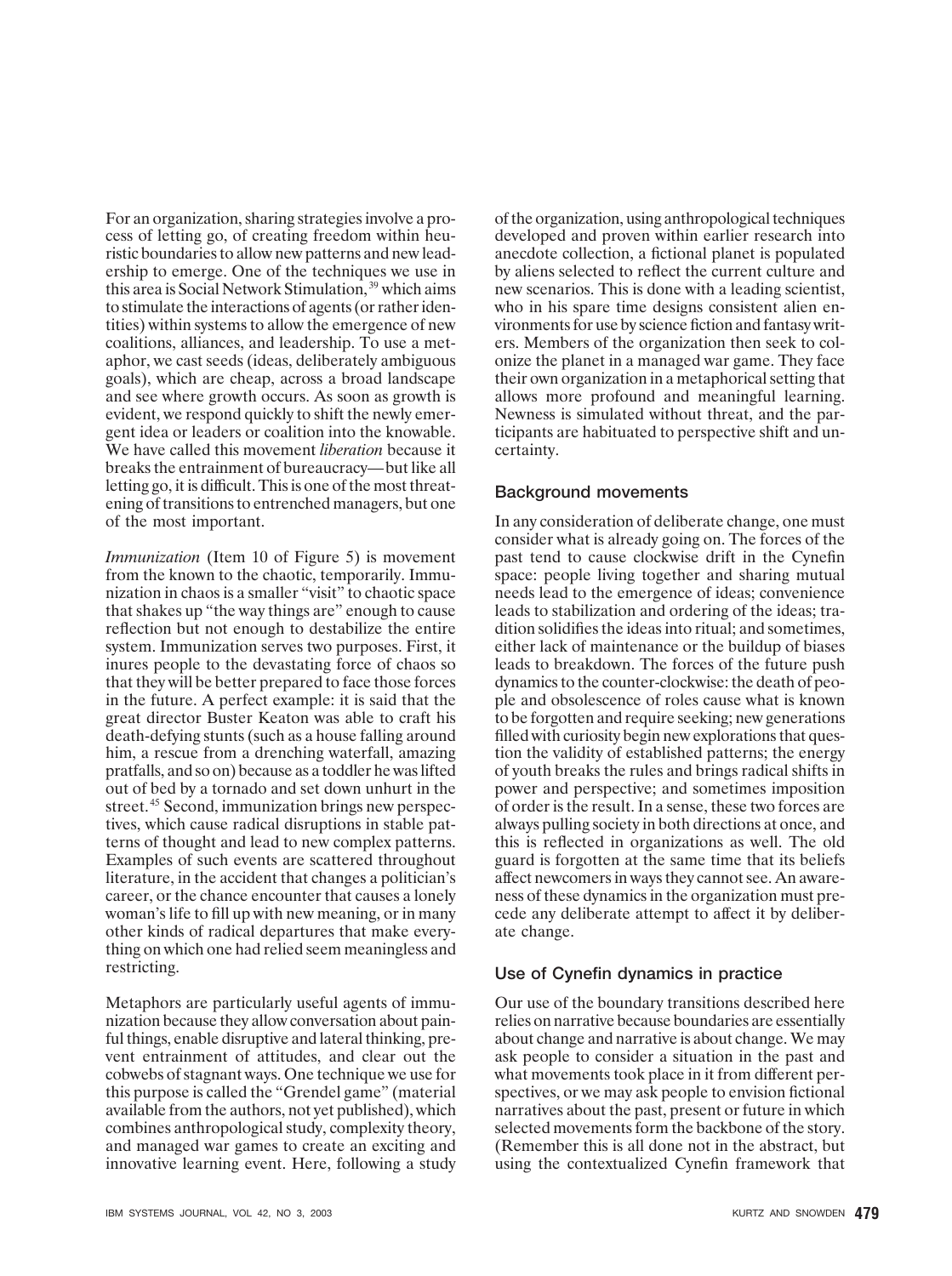For an organization, sharing strategies involve a process of letting go, of creating freedom within heuristic boundaries to allow new patterns and new leadership to emerge. One of the techniques we use in this area is Social Network Stimulation,[39] which aims to stimulate the interactions of agents (or rather identities) within systems to allow the emergence of new coalitions, alliances, and leadership. To use a metaphor, we cast seeds (ideas, deliberately ambiguous goals), which are cheap, across a broad landscape and see where growth occurs. As soon as growth is evident, we respond quickly to shift the newly emergent idea or leaders or coalition into the knowable. We have called this movement *liberation* because it breaks the entrainment of bureaucracy—but like all letting go, it is difficult. This is one of the most threatening of transitions to entrenched managers, but one of the most important.

*Immunization* (Item 10 of Figure 5) is movement from the known to the chaotic, temporarily. Immunization in chaos is a smaller "visit" to chaotic space that shakes up "the way things are" enough to cause reflection but not enough to destabilize the entire system. Immunization serves two purposes. First, it inures people to the devastating force of chaos so that they will be better prepared to face those forces in the future. A perfect example: it is said that the great director Buster Keaton was able to craft his death-defying stunts (such as a house falling around him, a rescue from a drenching waterfall, amazing pratfalls, and so on) because as a toddler he was lifted out of bed by a tornado and set down unhurt in the street.[45] Second, immunization brings new perspectives, which cause radical disruptions in stable patterns of thought and lead to new complex patterns. Examples of such events are scattered throughout literature, in the accident that changes a politician's career, or the chance encounter that causes a lonely woman's life to fill up with new meaning, or in many other kinds of radical departures that make everything on which one had relied seem meaningless and restricting.

Metaphors are particularly useful agents of immunization because they allow conversation about painful things, enable disruptive and lateral thinking, prevent entrainment of attitudes, and clear out the cobwebs of stagnant ways. One technique we use for this purpose is called the "Grendel game" (material available from the authors, not yet published), which combines anthropological study, complexity theory, and managed war games to create an exciting and innovative learning event. Here, following a study of the organization, using anthropological techniques developed and proven within earlier research into anecdote collection, a fictional planet is populated by aliens selected to reflect the current culture and new scenarios. This is done with a leading scientist, who in his spare time designs consistent alien environments for use by science fiction and fantasy writers. Members of the organization then seek to colonize the planet in a managed war game. They face their own organization in a metaphorical setting that allows more profound and meaningful learning. Newness is simulated without threat, and the participants are habituated to perspective shift and uncertainty.

### Background movements

In any consideration of deliberate change, one must consider what is already going on. The forces of the past tend to cause clockwise drift in the Cynefin space: people living together and sharing mutual needs lead to the emergence of ideas; convenience leads to stabilization and ordering of the ideas; tradition solidifies the ideas into ritual; and sometimes, either lack of maintenance or the buildup of biases leads to breakdown. The forces of the future push dynamics to the counter-clockwise: the death of people and obsolescence of roles cause what is known to be forgotten and require seeking; new generations filled with curiosity begin new explorations that question the validity of established patterns; the energy of youth breaks the rules and brings radical shifts in power and perspective; and sometimes imposition of order is the result. In a sense, these two forces are always pulling society in both directions at once, and this is reflected in organizations as well. The old guard is forgotten at the same time that its beliefs affect newcomers in ways they cannot see. An awareness of these dynamics in the organization must precede any deliberate attempt to affect it by deliberate change.

### Use of Cynefin dynamics in practice

Our use of the boundary transitions described here relies on narrative because boundaries are essentially about change and narrative is about change. We may ask people to consider a situation in the past and what movements took place in it from different perspectives, or we may ask people to envision fictional narratives about the past, present or future in which selected movements form the backbone of the story. (Remember this is all done not in the abstract, but using the contextualized Cynefin framework that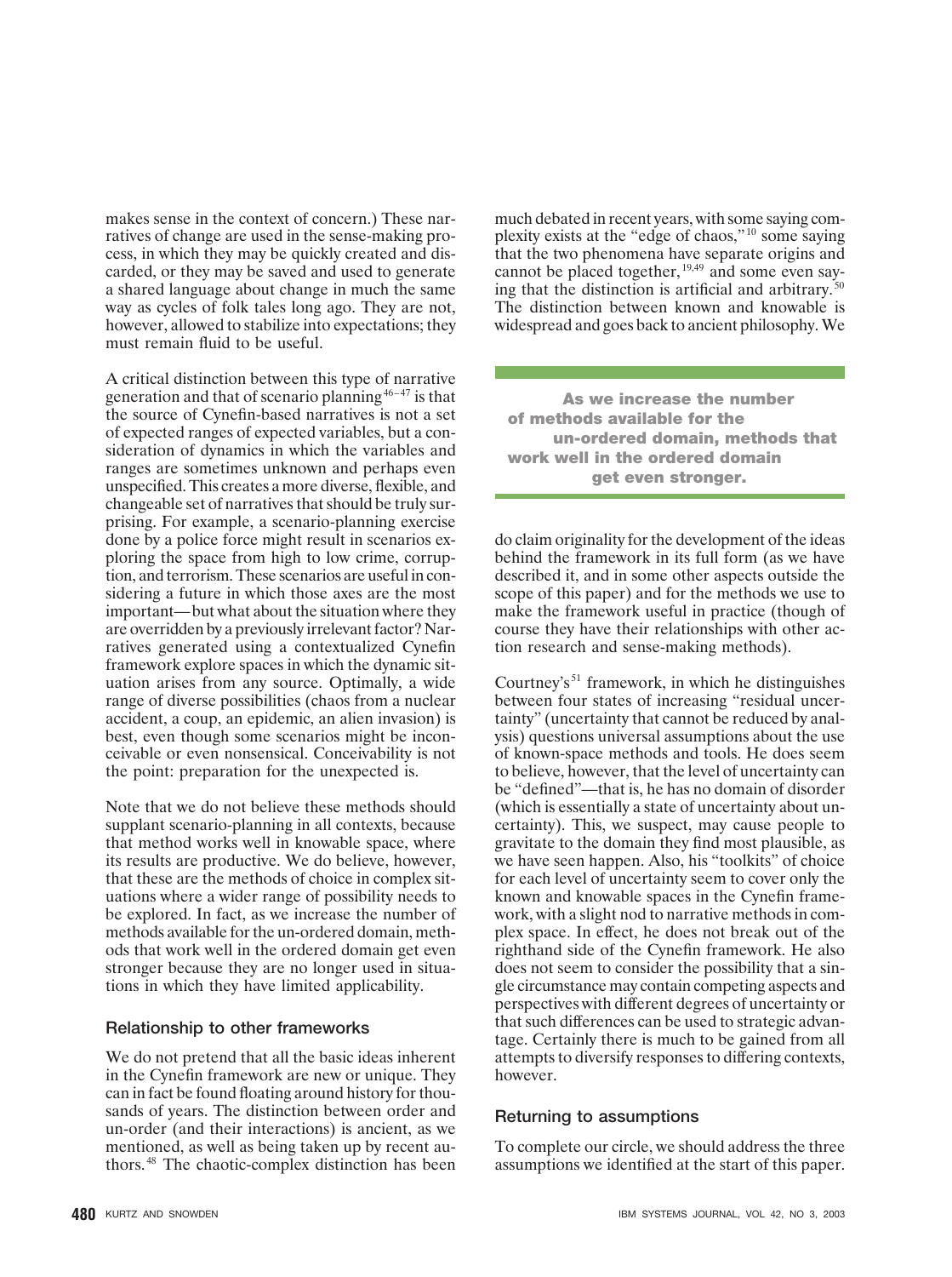makes sense in the context of concern.) These narratives of change are used in the sense-making process, in which they may be quickly created and discarded, or they may be saved and used to generate a shared language about change in much the same way as cycles of folk tales long ago. They are not, however, allowed to stabilize into expectations; they must remain fluid to be useful.

A critical distinction between this type of narrative generation and that of scenario planning[46–47] is that the source of Cynefin-based narratives is not a set of expected ranges of expected variables, but a consideration of dynamics in which the variables and ranges are sometimes unknown and perhaps even unspecified. This creates a more diverse, flexible, and changeable set of narratives that should be truly surprising. For example, a scenario-planning exercise done by a police force might result in scenarios exploring the space from high to low crime, corruption, and terrorism. These scenarios are useful in considering a future in which those axes are the most important—but what about the situation where they are overridden by a previously irrelevant factor? Narratives generated using a contextualized Cynefin framework explore spaces in which the dynamic situation arises from any source. Optimally, a wide range of diverse possibilities (chaos from a nuclear accident, a coup, an epidemic, an alien invasion) is best, even though some scenarios might be inconceivable or even nonsensical. Conceivability is not the point: preparation for the unexpected is.

Note that we do not believe these methods should supplant scenario-planning in all contexts, because that method works well in knowable space, where its results are productive. We do believe, however, that these are the methods of choice in complex situations where a wider range of possibility needs to be explored. In fact, as we increase the number of methods available for the un-ordered domain, methods that work well in the ordered domain get even stronger because they are no longer used in situations in which they have limited applicability.

## Relationship to other frameworks

We do not pretend that all the basic ideas inherent in the Cynefin framework are new or unique. They can in fact be found floating around history for thousands of years. The distinction between order and un-order (and their interactions) is ancient, as we mentioned, as well as being taken up by recent authors.[48] The chaotic-complex distinction has been much debated in recent years, with some saying complexity exists at the "edge of chaos,"[10] some saying that the two phenomena have separate origins and cannot be placed together,[19,49] and some even saying that the distinction is artificial and arbitrary.[50] The distinction between known and knowable is widespread and goes back to ancient philosophy. We do claim originality for the development of the ideas behind the framework in its full form (as we have described it, and in some other aspects outside the scope of this paper) and for the methods we use to make the framework useful in practice (though of course they have their relationships with other action research and sense-making methods).

> **As we increase the number of methods available for the un-ordered domain, methods that work well in the ordered domain get even stronger.**

Courtney's[51] framework, in which he distinguishes between four states of increasing "residual uncertainty" (uncertainty that cannot be reduced by analysis) questions universal assumptions about the use of known-space methods and tools. He does seem to believe, however, that the level of uncertainty can be "defined"—that is, he has no domain of disorder (which is essentially a state of uncertainty about uncertainty). This, we suspect, may cause people to gravitate to the domain they find most plausible, as we have seen happen. Also, his "toolkits" of choice for each level of uncertainty seem to cover only the known and knowable spaces in the Cynefin framework, with a slight nod to narrative methods in complex space. In effect, he does not break out of the righthand side of the Cynefin framework. He also does not seem to consider the possibility that a single circumstance may contain competing aspects and perspectives with different degrees of uncertainty or that such differences can be used to strategic advantage. Certainly there is much to be gained from all attempts to diversify responses to differing contexts, however.

## Returning to assumptions

To complete our circle, we should address the three assumptions we identified at the start of this paper.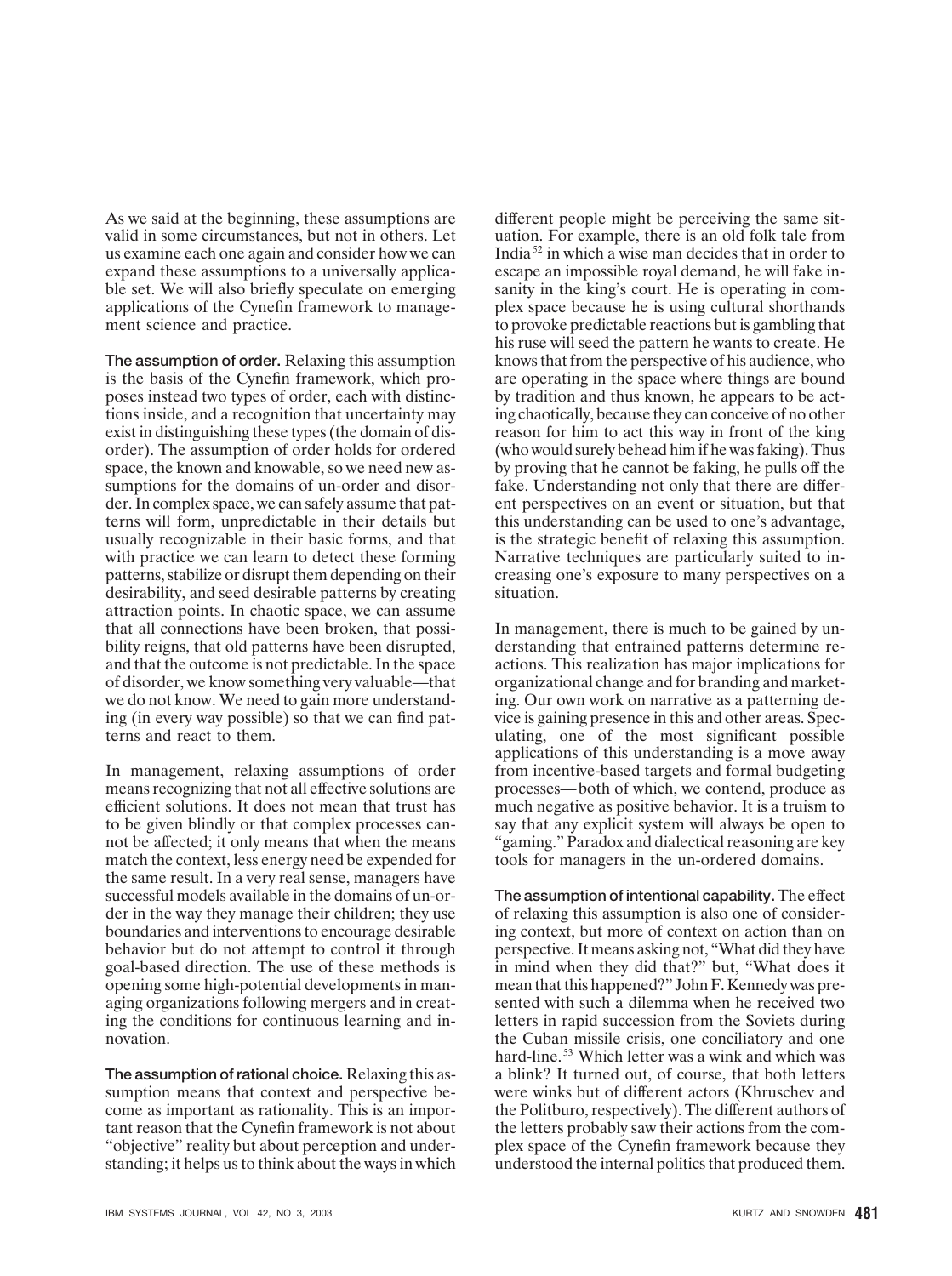As we said at the beginning, these assumptions are valid in some circumstances, but not in others. Let us examine each one again and consider how we can expand these assumptions to a universally applicable set. We will also briefly speculate on emerging applications of the Cynefin framework to management science and practice.

**The assumption of order.** Relaxing this assumption is the basis of the Cynefin framework, which proposes instead two types of order, each with distinctions inside, and a recognition that uncertainty may exist in distinguishing these types (the domain of disorder). The assumption of order holds for ordered space, the known and knowable, so we need new assumptions for the domains of un-order and disorder. In complex space, we can safely assume that patterns will form, unpredictable in their details but usually recognizable in their basic forms, and that with practice we can learn to detect these forming patterns, stabilize or disrupt them depending on their desirability, and seed desirable patterns by creating attraction points. In chaotic space, we can assume that all connections have been broken, that possibility reigns, that old patterns have been disrupted, and that the outcome is not predictable. In the space of disorder, we know something very valuable—that we do not know. We need to gain more understanding (in every way possible) so that we can find patterns and react to them.

In management, relaxing assumptions of order means recognizing that not all effective solutions are efficient solutions. It does not mean that trust has to be given blindly or that complex processes cannot be affected; it only means that when the means match the context, less energy need be expended for the same result. In a very real sense, managers have successful models available in the domains of un-order in the way they manage their children; they use boundaries and interventions to encourage desirable behavior but do not attempt to control it through goal-based direction. The use of these methods is opening some high-potential developments in managing organizations following mergers and in creating the conditions for continuous learning and innovation.

**The assumption of rational choice.** Relaxing this assumption means that context and perspective become as important as rationality. This is an important reason that the Cynefin framework is not about "objective" reality but about perception and understanding; it helps us to think about the ways in which different people might be perceiving the same situation. For example, there is an old folk tale from India[52] in which a wise man decides that in order to escape an impossible royal demand, he will fake insanity in the king's court. He is operating in complex space because he is using cultural shorthands to provoke predictable reactions but is gambling that his ruse will seed the pattern he wants to create. He knows that from the perspective of his audience, who are operating in the space where things are bound by tradition and thus known, he appears to be acting chaotically, because they can conceive of no other reason for him to act this way in front of the king (who would surely behead him if he was faking). Thus by proving that he cannot be faking, he pulls off the fake. Understanding not only that there are different perspectives on an event or situation, but that this understanding can be used to one's advantage, is the strategic benefit of relaxing this assumption. Narrative techniques are particularly suited to increasing one's exposure to many perspectives on a situation.

In management, there is much to be gained by understanding that entrained patterns determine reactions. This realization has major implications for organizational change and for branding and marketing. Our own work on narrative as a patterning device is gaining presence in this and other areas. Speculating, one of the most significant possible applications of this understanding is a move away from incentive-based targets and formal budgeting processes—both of which, we contend, produce as much negative as positive behavior. It is a truism to say that any explicit system will always be open to "gaming." Paradox and dialectical reasoning are key tools for managers in the un-ordered domains.

**The assumption of intentional capability.** The effect of relaxing this assumption is also one of considering context, but more of context on action than on perspective. It means asking not, "What did they have in mind when they did that?" but, "What does it mean that this happened?" John F. Kennedy was presented with such a dilemma when he received two letters in rapid succession from the Soviets during the Cuban missile crisis, one conciliatory and one hard-line.[53] Which letter was a wink and which was a blink? It turned out, of course, that both letters were winks but of different actors (Khruschev and the Politburo, respectively). The different authors of the letters probably saw their actions from the complex space of the Cynefin framework because they understood the internal politics that produced them.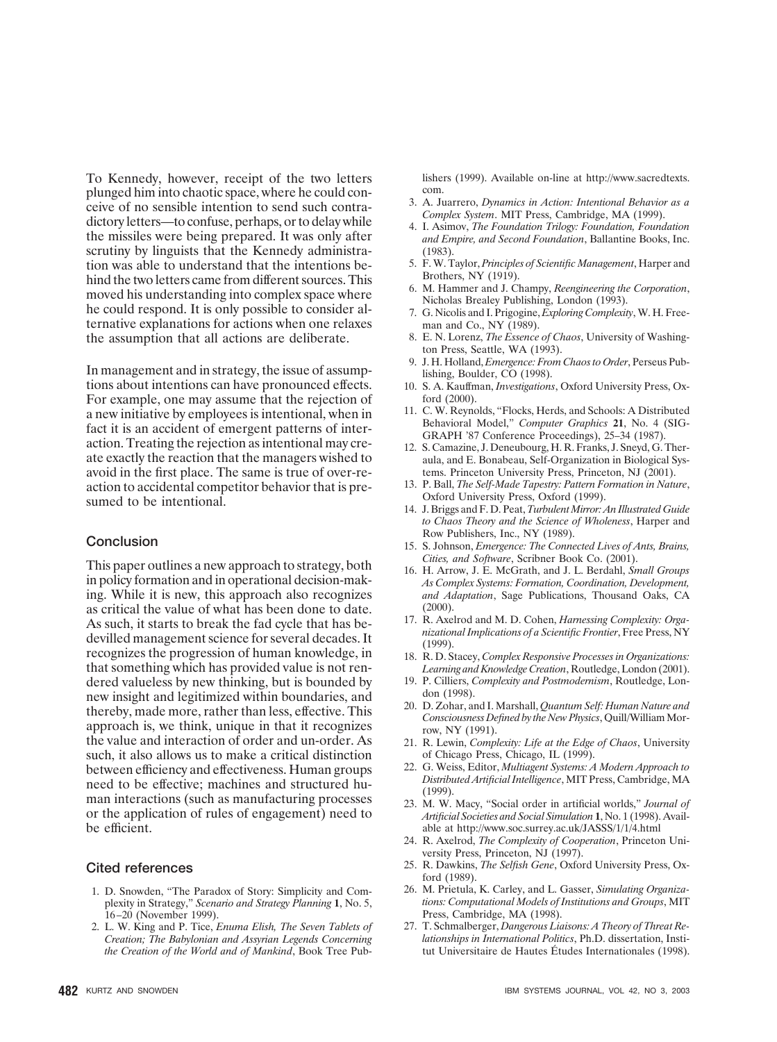To Kennedy, however, receipt of the two letters plunged him into chaotic space, where he could conceive of no sensible intention to send such contradictory letters—to confuse, perhaps, or to delay while the missiles were being prepared. It was only after scrutiny by linguists that the Kennedy administration was able to understand that the intentions behind the two letters came from different sources. This moved his understanding into complex space where he could respond. It is only possible to consider alternative explanations for actions when one relaxes the assumption that all actions are deliberate.

In management and in strategy, the issue of assumptions about intentions can have pronounced effects. For example, one may assume that the rejection of a new initiative by employees is intentional, when in fact it is an accident of emergent patterns of interaction. Treating the rejection as intentional may create exactly the reaction that the managers wished to avoid in the first place. The same is true of over-reaction to accidental competitor behavior that is presumed to be intentional.

## Conclusion

This paper outlines a new approach to strategy, both in policy formation and in operational decision-making. While it is new, this approach also recognizes as critical the value of what has been done to date. As such, it starts to break the fad cycle that has bedevilled management science for several decades. It recognizes the progression of human knowledge, in that something which has provided value is not rendered valueless by new thinking, but is bounded by new insight and legitimized within boundaries, and thereby, made more, rather than less, effective. This approach is, we think, unique in that it recognizes the value and interaction of order and un-order. As such, it also allows us to make a critical distinction between efficiency and effectiveness. Human groups need to be effective; machines and structured human interactions (such as manufacturing processes or the application of rules of engagement) need to be efficient.

## Cited references

1. D. Snowden, "The Paradox of Story: Simplicity and Complexity in Strategy," *Scenario and Strategy Planning* **1**, No. 5, 16–20 (November 1999).
2. L. W. King and P. Tice, *Enuma Elish, The Seven Tablets of Creation; The Babylonian and Assyrian Legends Concerning the Creation of the World and of Mankind*, Book Tree Publishers (1999). Available on-line at http://www.sacredtexts.com.
3. A. Juarrero, *Dynamics in Action: Intentional Behavior as a Complex System*. MIT Press, Cambridge, MA (1999).
4. I. Asimov, *The Foundation Trilogy: Foundation, Foundation and Empire, and Second Foundation*, Ballantine Books, Inc. (1983).
5. F. W. Taylor, *Principles of Scientific Management*, Harper and Brothers, NY (1919).
6. M. Hammer and J. Champy, *Reengineering the Corporation*, Nicholas Brealey Publishing, London (1993).
7. G. Nicolis and I. Prigogine, *Exploring Complexity*, W. H. Freeman and Co., NY (1989).
8. E. N. Lorenz, *The Essence of Chaos*, University of Washington Press, Seattle, WA (1993).
9. J. H. Holland, *Emergence: From Chaos to Order*, Perseus Publishing, Boulder, CO (1998).
10. S. A. Kauffman, *Investigations*, Oxford University Press, Oxford (2000).
11. C. W. Reynolds, "Flocks, Herds, and Schools: A Distributed Behavioral Model," *Computer Graphics* **21**, No. 4 (SIGGRAPH '87 Conference Proceedings), 25–34 (1987).
12. S. Camazine, J. Deneubourg, H. R. Franks, J. Sneyd, G. Theraula, and E. Bonabeau, Self-Organization in Biological Systems. Princeton University Press, Princeton, NJ (2001).
13. P. Ball, *The Self-Made Tapestry: Pattern Formation in Nature*, Oxford University Press, Oxford (1999).
14. J. Briggs and F. D. Peat, *Turbulent Mirror: An Illustrated Guide to Chaos Theory and the Science of Wholeness*, Harper and Row Publishers, Inc., NY (1989).
15. S. Johnson, *Emergence: The Connected Lives of Ants, Brains, Cities, and Software*, Scribner Book Co. (2001).
16. H. Arrow, J. E. McGrath, and J. L. Berdahl, *Small Groups As Complex Systems: Formation, Coordination, Development, and Adaptation*, Sage Publications, Thousand Oaks, CA (2000).
17. R. Axelrod and M. D. Cohen, *Harnessing Complexity: Organizational Implications of a Scientific Frontier*, Free Press, NY (1999).
18. R. D. Stacey, *Complex Responsive Processes in Organizations: Learning and Knowledge Creation*, Routledge, London (2001).
19. P. Cilliers, *Complexity and Postmodernism*, Routledge, London (1998).
20. D. Zohar, and I. Marshall, *Quantum Self: Human Nature and Consciousness Defined by the New Physics*, Quill/William Morrow, NY (1991).
21. R. Lewin, *Complexity: Life at the Edge of Chaos*, University of Chicago Press, Chicago, IL (1999).
22. G. Weiss, Editor, *Multiagent Systems: A Modern Approach to Distributed Artificial Intelligence*, MIT Press, Cambridge, MA (1999).
23. M. W. Macy, "Social order in artificial worlds," *Journal of Artificial Societies and Social Simulation* **1**, No. 1 (1998). Available at http://www.soc.surrey.ac.uk/JASSS/1/1/4.html
24. R. Axelrod, *The Complexity of Cooperation*, Princeton University Press, Princeton, NJ (1997).
25. R. Dawkins, *The Selfish Gene*, Oxford University Press, Oxford (1989).
26. M. Prietula, K. Carley, and L. Gasser, *Simulating Organizations: Computational Models of Institutions and Groups*, MIT Press, Cambridge, MA (1998).
27. T. Schmalberger, *Dangerous Liaisons: A Theory of Threat Relationships in International Politics*, Ph.D. dissertation, Institut Universitaire de Hautes Études Internationales (1998).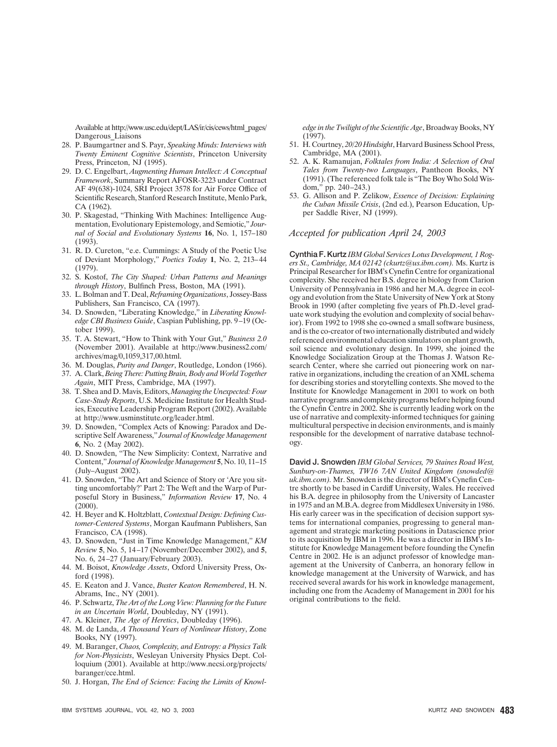Available at http://www.usc.edu/dept/LAS/ir/cis/cews/html_pages/Dangerous_Liaisons

28. P. Baumgartner and S. Payr, *Speaking Minds: Interviews with Twenty Eminent Cognitive Scientists*, Princeton University Press, Princeton, NJ (1995).
29. D. C. Engelbart, *Augmenting Human Intellect: A Conceptual Framework*, Summary Report AFOSR-3223 under Contract AF 49(638)-1024, SRI Project 3578 for Air Force Office of Scientific Research, Stanford Research Institute, Menlo Park, CA (1962).
30. P. Skagestad, "Thinking With Machines: Intelligence Augmentation, Evolutionary Epistemology, and Semiotic," *Journal of Social and Evolutionary Systems* **16**, No. 1, 157–180 (1993).
31. R. D. Cureton, "e.e. Cummings: A Study of the Poetic Use of Deviant Morphology," *Poetics Today* **1**, No. 2, 213–44 (1979).
32. S. Kostof, *The City Shaped: Urban Patterns and Meanings through History*, Bulfinch Press, Boston, MA (1991).
33. L. Bolman and T. Deal, *Reframing Organizations*, Jossey-Bass Publishers, San Francisco, CA (1997).
34. D. Snowden, "Liberating Knowledge," in *Liberating Knowledge CBI Business Guide*, Caspian Publishing, pp. 9–19 (October 1999).
35. T. A. Stewart, "How to Think with Your Gut," *Business 2.0* (November 2001). Available at http://www.business2.com/archives/mag/0,1059,317,00.html.
36. M. Douglas, *Purity and Danger*, Routledge, London (1966).
37. A. Clark, *Being There: Putting Brain, Body and World Together Again*, MIT Press, Cambridge, MA (1997).
38. T. Shea and D. Mavis, Editors, *Managing the Unexpected: Four Case-Study Reports*, U.S. Medicine Institute for Health Studies, Executive Leadership Program Report (2002). Available at http://www.usminstitute.org/leader.html.
39. D. Snowden, "Complex Acts of Knowing: Paradox and Descriptive Self Awareness," *Journal of Knowledge Management* **6**, No. 2 (May 2002).
40. D. Snowden, "The New Simplicity: Context, Narrative and Content," *Journal of Knowledge Management* **5**, No. 10, 11–15 (July–August 2002).
41. D. Snowden, "The Art and Science of Story or 'Are you sitting uncomfortably?' Part 2: The Weft and the Warp of Purposeful Story in Business," *Information Review* **17**, No. 4 (2000).
42. H. Beyer and K. Holtzblatt, *Contextual Design: Defining Customer-Centered Systems*, Morgan Kaufmann Publishers, San Francisco, CA (1998).
43. D. Snowden, "Just in Time Knowledge Management," *KM Review* **5**, No. 5, 14–17 (November/December 2002), and **5**, No. 6, 24–27 (January/February 2003).
44. M. Boisot, *Knowledge Assets*, Oxford University Press, Oxford (1998).
45. E. Keaton and J. Vance, *Buster Keaton Remembered*, H. N. Abrams, Inc., NY (2001).
46. P. Schwartz, *The Art of the Long View: Planning for the Future in an Uncertain World*, Doubleday, NY (1991).
47. A. Kleiner, *The Age of Heretics*, Doubleday (1996).
48. M. de Landa, *A Thousand Years of Nonlinear History*, Zone Books, NY (1997).
49. M. Baranger, *Chaos, Complexity, and Entropy: a Physics Talk for Non-Physicists*, Wesleyan University Physics Dept. Colloquium (2001). Available at http://www.necsi.org/projects/baranger/cce.html.
50. J. Horgan, *The End of Science: Facing the Limits of Knowledge in the Twilight of the Scientific Age*, Broadway Books, NY (1997).
51. H. Courtney, *20/20 Hindsight*, Harvard Business School Press, Cambridge, MA (2001).
52. A. K. Ramanujan, *Folktales from India: A Selection of Oral Tales from Twenty-two Languages*, Pantheon Books, NY (1991). (The referenced folk tale is "The Boy Who Sold Wisdom," pp. 240–243.)
53. G. Allison and P. Zelikow, *Essence of Decision: Explaining the Cuban Missile Crisis*, (2nd ed.), Pearson Education, Upper Saddle River, NJ (1999).

*Accepted for publication April 24, 2003*

**Cynthia F. Kurtz** *IBM Global Services Lotus Development, 1 Rogers St., Cambridge, MA 02142 (ckurtz@us.ibm.com).* Ms. Kurtz is Principal Researcher for IBM's Cynefin Centre for organizational complexity. She received her B.S. degree in biology from Clarion University of Pennsylvania in 1986 and her M.A. degree in ecology and evolution from the State University of New York at Stony Brook in 1990 (after completing five years of Ph.D.-level graduate work studying the evolution and complexity of social behavior). From 1992 to 1998 she co-owned a small software business, and is the co-creator of two internationally distributed and widely referenced environmental education simulators on plant growth, soil science and evolutionary design. In 1999, she joined the Knowledge Socialization Group at the Thomas J. Watson Research Center, where she carried out pioneering work on narrative in organizations, including the creation of an XML schema for describing stories and storytelling contexts. She moved to the Institute for Knowledge Management in 2001 to work on both narrative programs and complexity programs before helping found the Cynefin Centre in 2002. She is currently leading work on the use of narrative and complexity-informed techniques for gaining multicultural perspective in decision environments, and is mainly responsible for the development of narrative database technology.

**David J. Snowden** *IBM Global Services, 79 Staines Road West, Sunbury-on-Thames, TW16 7AN United Kingdom (snowded@uk.ibm.com).* Mr. Snowden is the director of IBM's Cynefin Centre shortly to be based in Cardiff University, Wales. He received his B.A. degree in philosophy from the University of Lancaster in 1975 and an M.B.A. degree from Middlesex University in 1986. His early career was in the specification of decision support systems for international companies, progressing to general management and strategic marketing positions in Datascience prior to its acquisition by IBM in 1996. He was a director in IBM's Institute for Knowledge Management before founding the Cynefin Centre in 2002. He is an adjunct professor of knowledge management at the University of Canberra, an honorary fellow in knowledge management at the University of Warwick, and has received several awards for his work in knowledge management, including one from the Academy of Management in 2001 for his original contributions to the field.